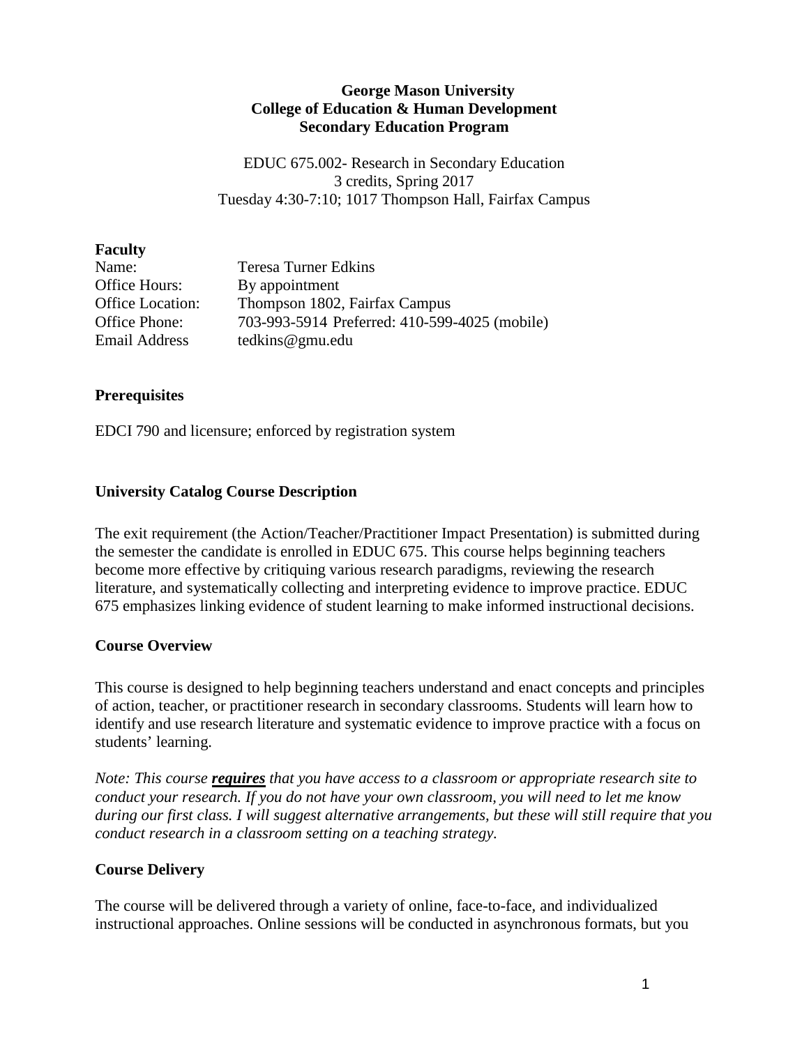**George Mason University**
**College of Education & Human Development**
**Secondary Education Program**

EDUC 675.002- Research in Secondary Education
3 credits, Spring 2017
Tuesday 4:30-7:10; 1017 Thompson Hall, Fairfax Campus

## Faculty

| | |
|---|---|
| Name: | Teresa Turner Edkins |
| Office Hours: | By appointment |
| Office Location: | Thompson 1802, Fairfax Campus |
| Office Phone: | 703-993-5914 Preferred: 410-599-4025 (mobile) |
| Email Address | tedkins@gmu.edu |

## Prerequisites

EDCI 790 and licensure; enforced by registration system

## University Catalog Course Description

The exit requirement (the Action/Teacher/Practitioner Impact Presentation) is submitted during the semester the candidate is enrolled in EDUC 675. This course helps beginning teachers become more effective by critiquing various research paradigms, reviewing the research literature, and systematically collecting and interpreting evidence to improve practice. EDUC 675 emphasizes linking evidence of student learning to make informed instructional decisions.

## Course Overview

This course is designed to help beginning teachers understand and enact concepts and principles of action, teacher, or practitioner research in secondary classrooms. Students will learn how to identify and use research literature and systematic evidence to improve practice with a focus on students' learning.

*Note: This course **requires** that you have access to a classroom or appropriate research site to conduct your research. If you do not have your own classroom, you will need to let me know during our first class. I will suggest alternative arrangements, but these will still require that you conduct research in a classroom setting on a teaching strategy.*

## Course Delivery

The course will be delivered through a variety of online, face-to-face, and individualized instructional approaches. Online sessions will be conducted in asynchronous formats, but you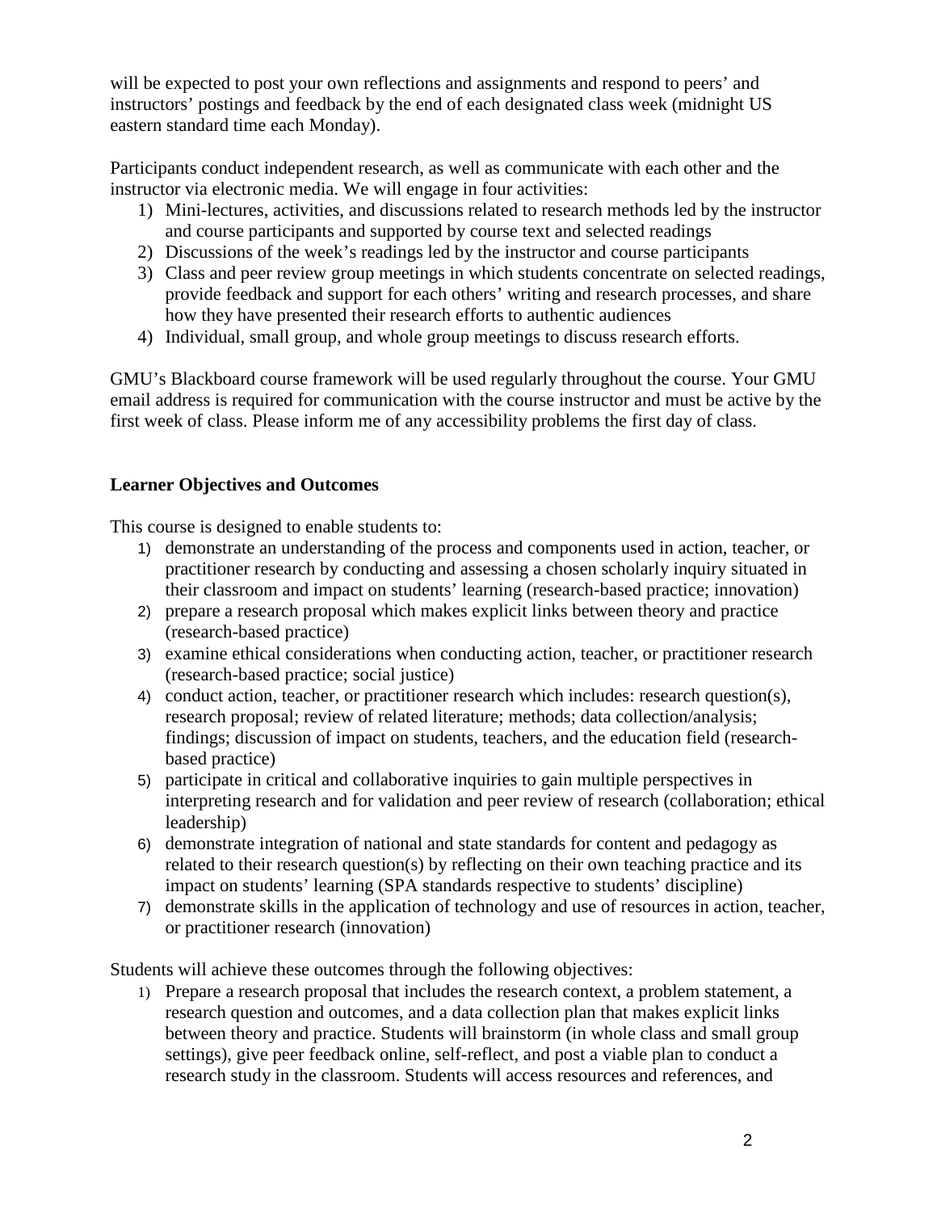will be expected to post your own reflections and assignments and respond to peers' and instructors' postings and feedback by the end of each designated class week (midnight US eastern standard time each Monday).

Participants conduct independent research, as well as communicate with each other and the instructor via electronic media. We will engage in four activities:

1) Mini-lectures, activities, and discussions related to research methods led by the instructor and course participants and supported by course text and selected readings
2) Discussions of the week's readings led by the instructor and course participants
3) Class and peer review group meetings in which students concentrate on selected readings, provide feedback and support for each others' writing and research processes, and share how they have presented their research efforts to authentic audiences
4) Individual, small group, and whole group meetings to discuss research efforts.

GMU's Blackboard course framework will be used regularly throughout the course. Your GMU email address is required for communication with the course instructor and must be active by the first week of class. Please inform me of any accessibility problems the first day of class.

**Learner Objectives and Outcomes**

This course is designed to enable students to:

1) demonstrate an understanding of the process and components used in action, teacher, or practitioner research by conducting and assessing a chosen scholarly inquiry situated in their classroom and impact on students' learning (research-based practice; innovation)
2) prepare a research proposal which makes explicit links between theory and practice (research-based practice)
3) examine ethical considerations when conducting action, teacher, or practitioner research (research-based practice; social justice)
4) conduct action, teacher, or practitioner research which includes: research question(s), research proposal; review of related literature; methods; data collection/analysis; findings; discussion of impact on students, teachers, and the education field (research-based practice)
5) participate in critical and collaborative inquiries to gain multiple perspectives in interpreting research and for validation and peer review of research (collaboration; ethical leadership)
6) demonstrate integration of national and state standards for content and pedagogy as related to their research question(s) by reflecting on their own teaching practice and its impact on students' learning (SPA standards respective to students' discipline)
7) demonstrate skills in the application of technology and use of resources in action, teacher, or practitioner research (innovation)

Students will achieve these outcomes through the following objectives:

1) Prepare a research proposal that includes the research context, a problem statement, a research question and outcomes, and a data collection plan that makes explicit links between theory and practice. Students will brainstorm (in whole class and small group settings), give peer feedback online, self-reflect, and post a viable plan to conduct a research study in the classroom. Students will access resources and references, and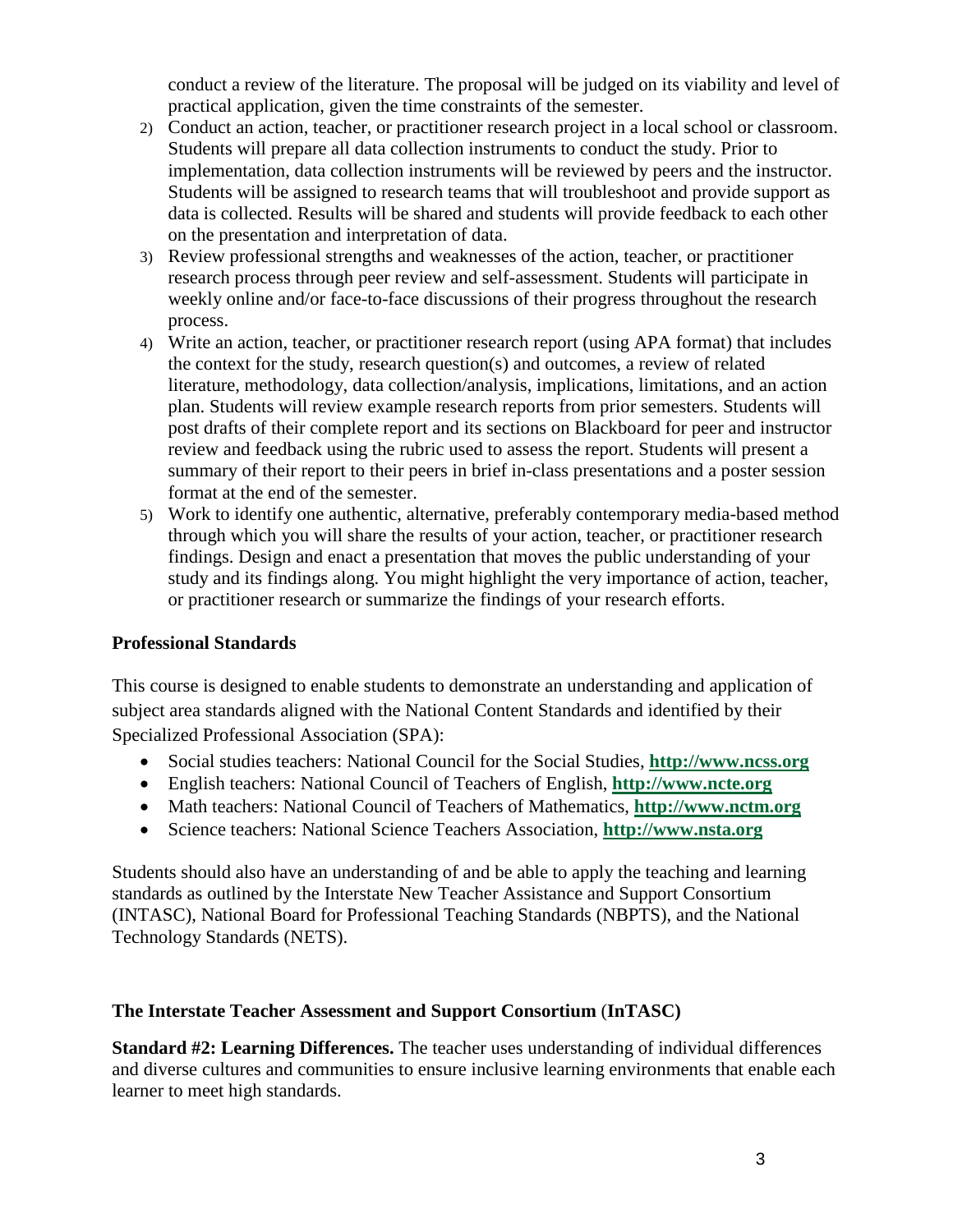conduct a review of the literature. The proposal will be judged on its viability and level of practical application, given the time constraints of the semester.

2) Conduct an action, teacher, or practitioner research project in a local school or classroom. Students will prepare all data collection instruments to conduct the study. Prior to implementation, data collection instruments will be reviewed by peers and the instructor. Students will be assigned to research teams that will troubleshoot and provide support as data is collected. Results will be shared and students will provide feedback to each other on the presentation and interpretation of data.
3) Review professional strengths and weaknesses of the action, teacher, or practitioner research process through peer review and self-assessment. Students will participate in weekly online and/or face-to-face discussions of their progress throughout the research process.
4) Write an action, teacher, or practitioner research report (using APA format) that includes the context for the study, research question(s) and outcomes, a review of related literature, methodology, data collection/analysis, implications, limitations, and an action plan. Students will review example research reports from prior semesters. Students will post drafts of their complete report and its sections on Blackboard for peer and instructor review and feedback using the rubric used to assess the report. Students will present a summary of their report to their peers in brief in-class presentations and a poster session format at the end of the semester.
5) Work to identify one authentic, alternative, preferably contemporary media-based method through which you will share the results of your action, teacher, or practitioner research findings. Design and enact a presentation that moves the public understanding of your study and its findings along. You might highlight the very importance of action, teacher, or practitioner research or summarize the findings of your research efforts.

**Professional Standards**

This course is designed to enable students to demonstrate an understanding and application of subject area standards aligned with the National Content Standards and identified by their Specialized Professional Association (SPA):

- Social studies teachers: National Council for the Social Studies, **http://www.ncss.org**
- English teachers: National Council of Teachers of English, **http://www.ncte.org**
- Math teachers: National Council of Teachers of Mathematics, **http://www.nctm.org**
- Science teachers: National Science Teachers Association, **http://www.nsta.org**

Students should also have an understanding of and be able to apply the teaching and learning standards as outlined by the Interstate New Teacher Assistance and Support Consortium (INTASC), National Board for Professional Teaching Standards (NBPTS), and the National Technology Standards (NETS).

**The Interstate Teacher Assessment and Support Consortium (InTASC)**

**Standard #2: Learning Differences.** The teacher uses understanding of individual differences and diverse cultures and communities to ensure inclusive learning environments that enable each learner to meet high standards.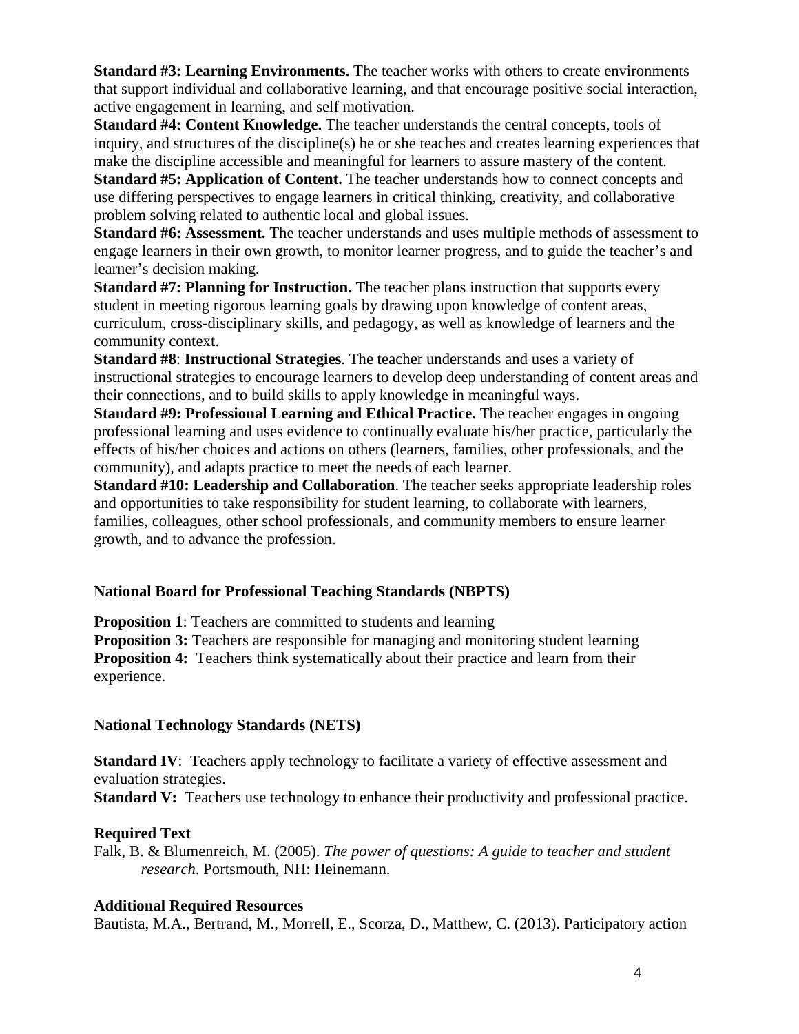**Standard #3: Learning Environments.** The teacher works with others to create environments that support individual and collaborative learning, and that encourage positive social interaction, active engagement in learning, and self motivation.
**Standard #4: Content Knowledge.** The teacher understands the central concepts, tools of inquiry, and structures of the discipline(s) he or she teaches and creates learning experiences that make the discipline accessible and meaningful for learners to assure mastery of the content.
**Standard #5: Application of Content.** The teacher understands how to connect concepts and use differing perspectives to engage learners in critical thinking, creativity, and collaborative problem solving related to authentic local and global issues.
**Standard #6: Assessment.** The teacher understands and uses multiple methods of assessment to engage learners in their own growth, to monitor learner progress, and to guide the teacher's and learner's decision making.
**Standard #7: Planning for Instruction.** The teacher plans instruction that supports every student in meeting rigorous learning goals by drawing upon knowledge of content areas, curriculum, cross-disciplinary skills, and pedagogy, as well as knowledge of learners and the community context.
**Standard #8**: **Instructional Strategies**. The teacher understands and uses a variety of instructional strategies to encourage learners to develop deep understanding of content areas and their connections, and to build skills to apply knowledge in meaningful ways.
**Standard #9: Professional Learning and Ethical Practice.** The teacher engages in ongoing professional learning and uses evidence to continually evaluate his/her practice, particularly the effects of his/her choices and actions on others (learners, families, other professionals, and the community), and adapts practice to meet the needs of each learner.
**Standard #10: Leadership and Collaboration**. The teacher seeks appropriate leadership roles and opportunities to take responsibility for student learning, to collaborate with learners, families, colleagues, other school professionals, and community members to ensure learner growth, and to advance the profession.

**National Board for Professional Teaching Standards (NBPTS)**

**Proposition 1**: Teachers are committed to students and learning
**Proposition 3:** Teachers are responsible for managing and monitoring student learning
**Proposition 4:** Teachers think systematically about their practice and learn from their experience.

**National Technology Standards (NETS)**

**Standard IV**: Teachers apply technology to facilitate a variety of effective assessment and evaluation strategies.
**Standard V:** Teachers use technology to enhance their productivity and professional practice.

**Required Text**

Falk, B. & Blumenreich, M. (2005). *The power of questions: A guide to teacher and student research*. Portsmouth, NH: Heinemann.

**Additional Required Resources**

Bautista, M.A., Bertrand, M., Morrell, E., Scorza, D., Matthew, C. (2013). Participatory action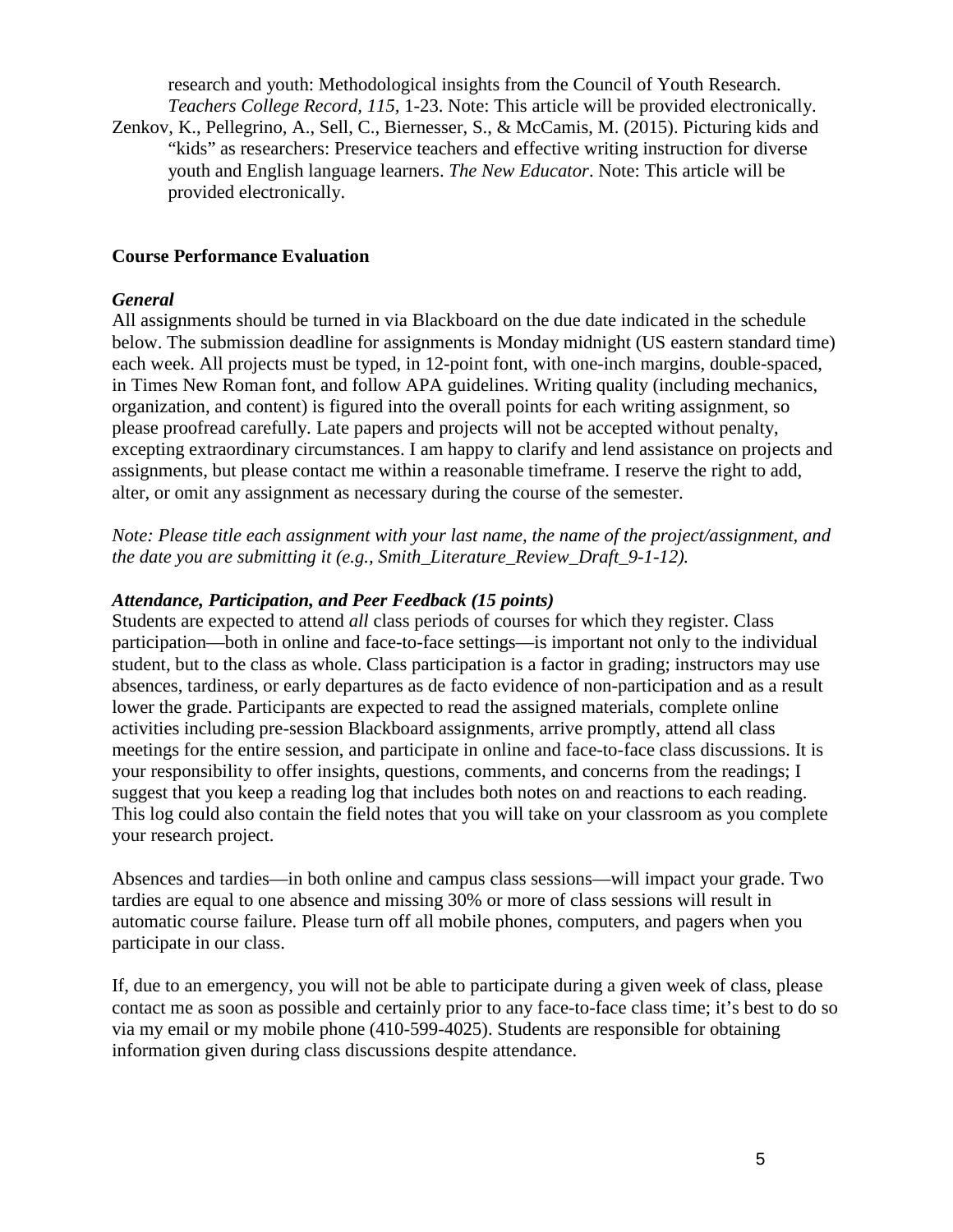research and youth: Methodological insights from the Council of Youth Research. *Teachers College Record, 115*, 1-23. Note: This article will be provided electronically.

Zenkov, K., Pellegrino, A., Sell, C., Biernesser, S., & McCamis, M. (2015). Picturing kids and "kids" as researchers: Preservice teachers and effective writing instruction for diverse youth and English language learners. *The New Educator*. Note: This article will be provided electronically.

## Course Performance Evaluation

### *General*

All assignments should be turned in via Blackboard on the due date indicated in the schedule below. The submission deadline for assignments is Monday midnight (US eastern standard time) each week. All projects must be typed, in 12-point font, with one-inch margins, double-spaced, in Times New Roman font, and follow APA guidelines. Writing quality (including mechanics, organization, and content) is figured into the overall points for each writing assignment, so please proofread carefully. Late papers and projects will not be accepted without penalty, excepting extraordinary circumstances. I am happy to clarify and lend assistance on projects and assignments, but please contact me within a reasonable timeframe. I reserve the right to add, alter, or omit any assignment as necessary during the course of the semester.

*Note: Please title each assignment with your last name, the name of the project/assignment, and the date you are submitting it (e.g., Smith_Literature_Review_Draft_9-1-12).*

### *Attendance, Participation, and Peer Feedback (15 points)*

Students are expected to attend *all* class periods of courses for which they register. Class participation—both in online and face-to-face settings—is important not only to the individual student, but to the class as whole. Class participation is a factor in grading; instructors may use absences, tardiness, or early departures as de facto evidence of non-participation and as a result lower the grade. Participants are expected to read the assigned materials, complete online activities including pre-session Blackboard assignments, arrive promptly, attend all class meetings for the entire session, and participate in online and face-to-face class discussions. It is your responsibility to offer insights, questions, comments, and concerns from the readings; I suggest that you keep a reading log that includes both notes on and reactions to each reading. This log could also contain the field notes that you will take on your classroom as you complete your research project.

Absences and tardies—in both online and campus class sessions—will impact your grade. Two tardies are equal to one absence and missing 30% or more of class sessions will result in automatic course failure. Please turn off all mobile phones, computers, and pagers when you participate in our class.

If, due to an emergency, you will not be able to participate during a given week of class, please contact me as soon as possible and certainly prior to any face-to-face class time; it's best to do so via my email or my mobile phone (410-599-4025). Students are responsible for obtaining information given during class discussions despite attendance.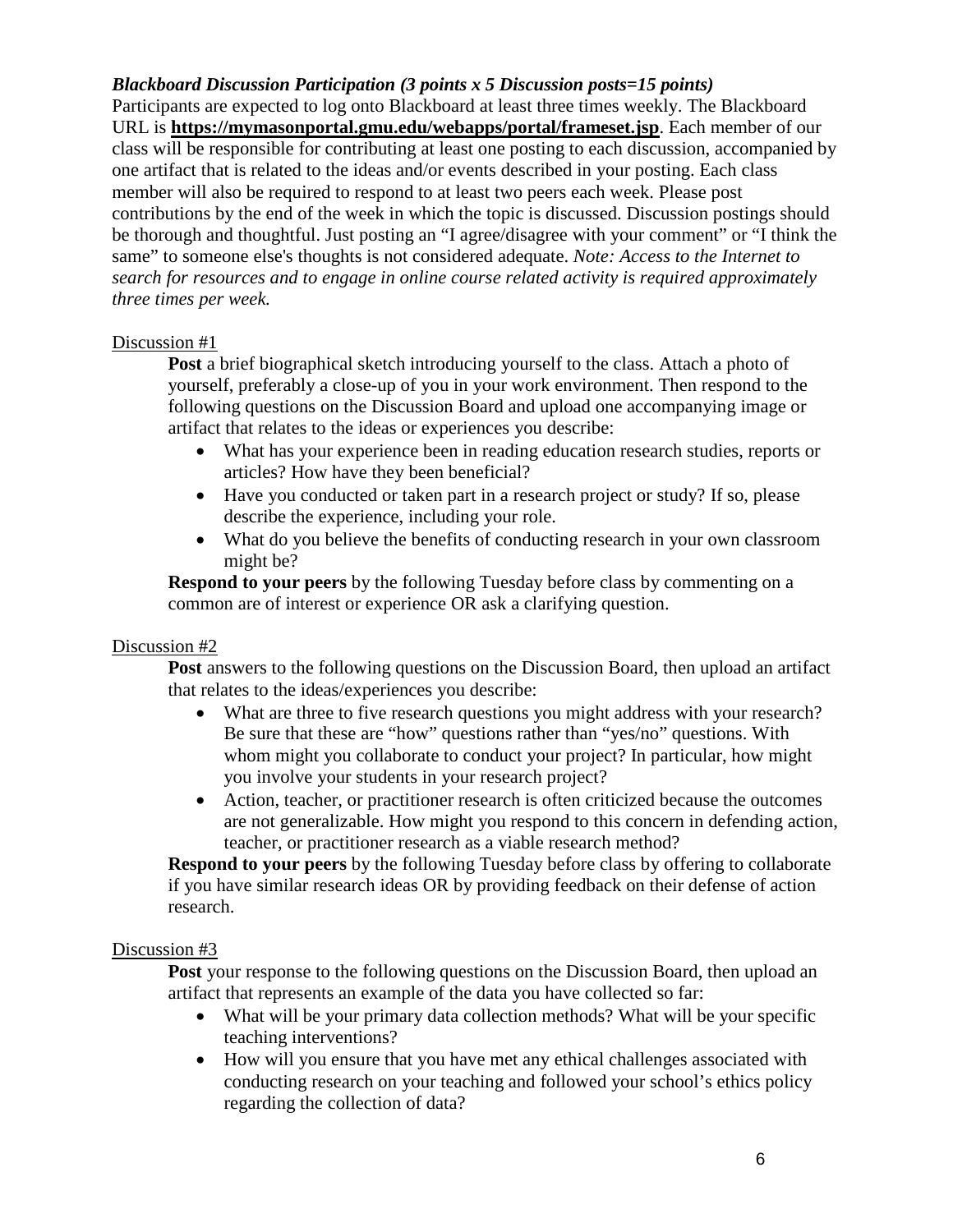***Blackboard Discussion Participation (3 points x 5 Discussion posts=15 points)***

Participants are expected to log onto Blackboard at least three times weekly. The Blackboard URL is **https://mymasonportal.gmu.edu/webapps/portal/frameset.jsp**. Each member of our class will be responsible for contributing at least one posting to each discussion, accompanied by one artifact that is related to the ideas and/or events described in your posting. Each class member will also be required to respond to at least two peers each week. Please post contributions by the end of the week in which the topic is discussed. Discussion postings should be thorough and thoughtful. Just posting an "I agree/disagree with your comment" or "I think the same" to someone else's thoughts is not considered adequate. *Note: Access to the Internet to search for resources and to engage in online course related activity is required approximately three times per week.*

Discussion #1

**Post** a brief biographical sketch introducing yourself to the class. Attach a photo of yourself, preferably a close-up of you in your work environment. Then respond to the following questions on the Discussion Board and upload one accompanying image or artifact that relates to the ideas or experiences you describe:

- What has your experience been in reading education research studies, reports or articles? How have they been beneficial?
- Have you conducted or taken part in a research project or study? If so, please describe the experience, including your role.
- What do you believe the benefits of conducting research in your own classroom might be?

**Respond to your peers** by the following Tuesday before class by commenting on a common are of interest or experience OR ask a clarifying question.

Discussion #2

**Post** answers to the following questions on the Discussion Board, then upload an artifact that relates to the ideas/experiences you describe:

- What are three to five research questions you might address with your research? Be sure that these are "how" questions rather than "yes/no" questions. With whom might you collaborate to conduct your project? In particular, how might you involve your students in your research project?
- Action, teacher, or practitioner research is often criticized because the outcomes are not generalizable. How might you respond to this concern in defending action, teacher, or practitioner research as a viable research method?

**Respond to your peers** by the following Tuesday before class by offering to collaborate if you have similar research ideas OR by providing feedback on their defense of action research.

Discussion #3

**Post** your response to the following questions on the Discussion Board, then upload an artifact that represents an example of the data you have collected so far:

- What will be your primary data collection methods? What will be your specific teaching interventions?
- How will you ensure that you have met any ethical challenges associated with conducting research on your teaching and followed your school's ethics policy regarding the collection of data?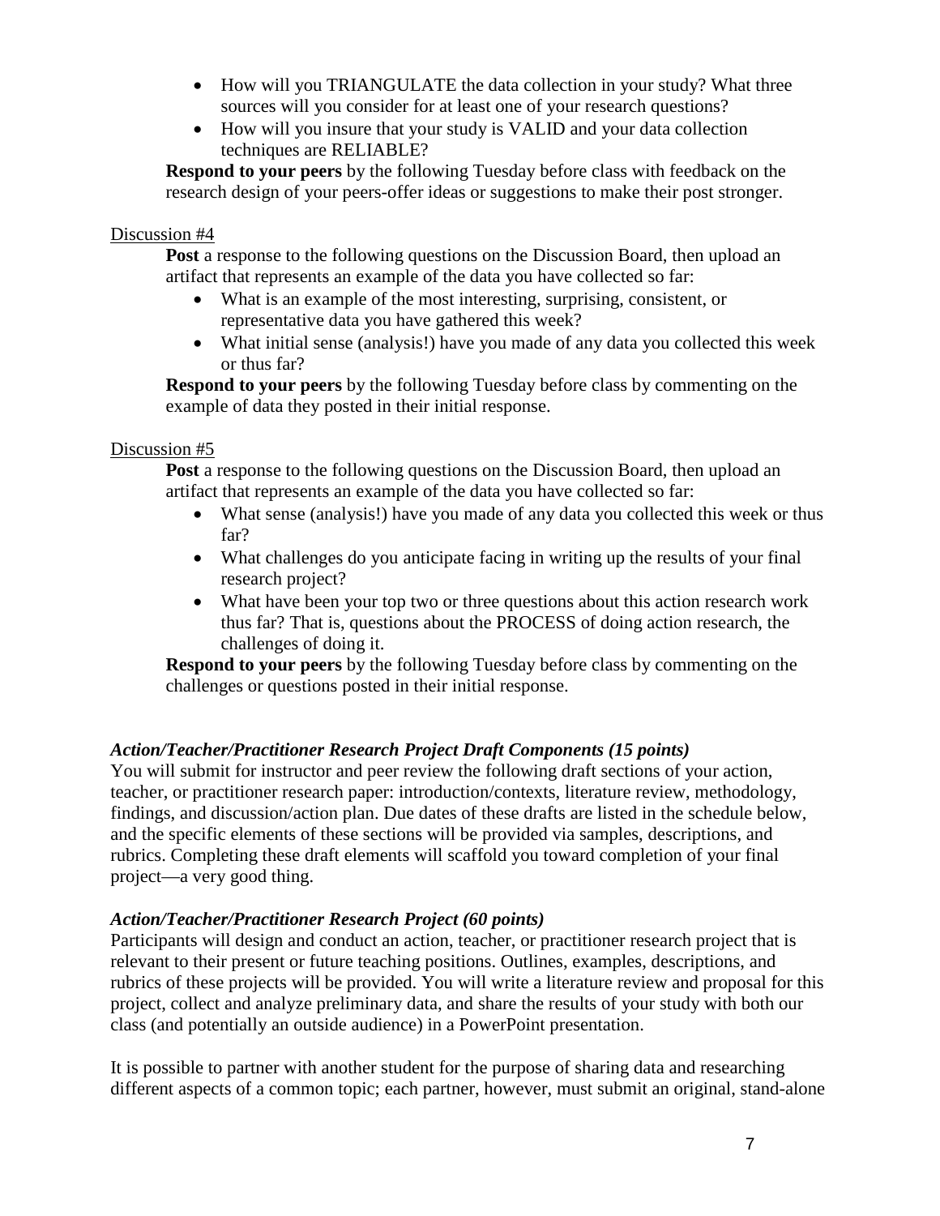- How will you TRIANGULATE the data collection in your study? What three sources will you consider for at least one of your research questions?
- How will you insure that your study is VALID and your data collection techniques are RELIABLE?

**Respond to your peers** by the following Tuesday before class with feedback on the research design of your peers-offer ideas or suggestions to make their post stronger.

Discussion #4

**Post** a response to the following questions on the Discussion Board, then upload an artifact that represents an example of the data you have collected so far:

- What is an example of the most interesting, surprising, consistent, or representative data you have gathered this week?
- What initial sense (analysis!) have you made of any data you collected this week or thus far?

**Respond to your peers** by the following Tuesday before class by commenting on the example of data they posted in their initial response.

Discussion #5

**Post** a response to the following questions on the Discussion Board, then upload an artifact that represents an example of the data you have collected so far:

- What sense (analysis!) have you made of any data you collected this week or thus far?
- What challenges do you anticipate facing in writing up the results of your final research project?
- What have been your top two or three questions about this action research work thus far? That is, questions about the PROCESS of doing action research, the challenges of doing it.

**Respond to your peers** by the following Tuesday before class by commenting on the challenges or questions posted in their initial response.

### *Action/Teacher/Practitioner Research Project Draft Components (15 points)*

You will submit for instructor and peer review the following draft sections of your action, teacher, or practitioner research paper: introduction/contexts, literature review, methodology, findings, and discussion/action plan. Due dates of these drafts are listed in the schedule below, and the specific elements of these sections will be provided via samples, descriptions, and rubrics. Completing these draft elements will scaffold you toward completion of your final project—a very good thing.

### *Action/Teacher/Practitioner Research Project (60 points)*

Participants will design and conduct an action, teacher, or practitioner research project that is relevant to their present or future teaching positions. Outlines, examples, descriptions, and rubrics of these projects will be provided. You will write a literature review and proposal for this project, collect and analyze preliminary data, and share the results of your study with both our class (and potentially an outside audience) in a PowerPoint presentation.

It is possible to partner with another student for the purpose of sharing data and researching different aspects of a common topic; each partner, however, must submit an original, stand-alone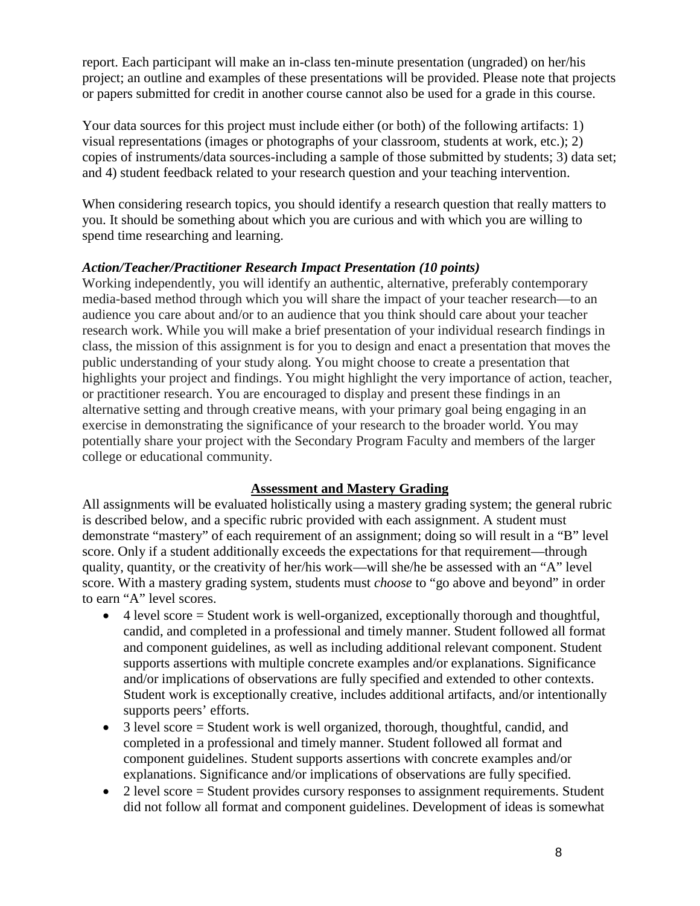report. Each participant will make an in-class ten-minute presentation (ungraded) on her/his project; an outline and examples of these presentations will be provided. Please note that projects or papers submitted for credit in another course cannot also be used for a grade in this course.

Your data sources for this project must include either (or both) of the following artifacts: 1) visual representations (images or photographs of your classroom, students at work, etc.); 2) copies of instruments/data sources-including a sample of those submitted by students; 3) data set; and 4) student feedback related to your research question and your teaching intervention.

When considering research topics, you should identify a research question that really matters to you. It should be something about which you are curious and with which you are willing to spend time researching and learning.

***Action/Teacher/Practitioner Research Impact Presentation (10 points)***

Working independently, you will identify an authentic, alternative, preferably contemporary media-based method through which you will share the impact of your teacher research—to an audience you care about and/or to an audience that you think should care about your teacher research work. While you will make a brief presentation of your individual research findings in class, the mission of this assignment is for you to design and enact a presentation that moves the public understanding of your study along. You might choose to create a presentation that highlights your project and findings. You might highlight the very importance of action, teacher, or practitioner research. You are encouraged to display and present these findings in an alternative setting and through creative means, with your primary goal being engaging in an exercise in demonstrating the significance of your research to the broader world. You may potentially share your project with the Secondary Program Faculty and members of the larger college or educational community.

## Assessment and Mastery Grading

All assignments will be evaluated holistically using a mastery grading system; the general rubric is described below, and a specific rubric provided with each assignment. A student must demonstrate "mastery" of each requirement of an assignment; doing so will result in a "B" level score. Only if a student additionally exceeds the expectations for that requirement—through quality, quantity, or the creativity of her/his work—will she/he be assessed with an "A" level score. With a mastery grading system, students must *choose* to "go above and beyond" in order to earn "A" level scores.

- 4 level score = Student work is well-organized, exceptionally thorough and thoughtful, candid, and completed in a professional and timely manner. Student followed all format and component guidelines, as well as including additional relevant component. Student supports assertions with multiple concrete examples and/or explanations. Significance and/or implications of observations are fully specified and extended to other contexts. Student work is exceptionally creative, includes additional artifacts, and/or intentionally supports peers' efforts.
- 3 level score = Student work is well organized, thorough, thoughtful, candid, and completed in a professional and timely manner. Student followed all format and component guidelines. Student supports assertions with concrete examples and/or explanations. Significance and/or implications of observations are fully specified.
- 2 level score = Student provides cursory responses to assignment requirements. Student did not follow all format and component guidelines. Development of ideas is somewhat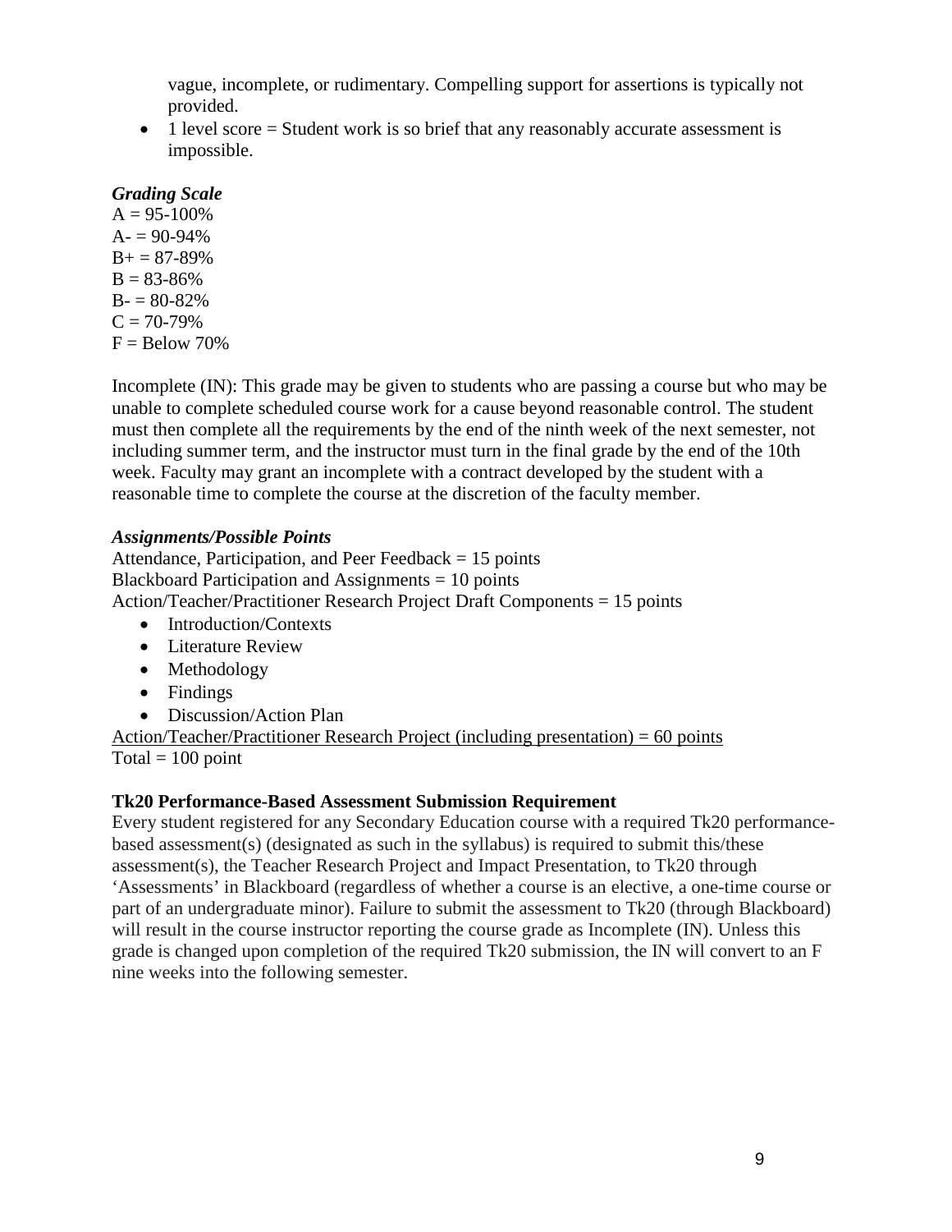vague, incomplete, or rudimentary. Compelling support for assertions is typically not provided.

- 1 level score = Student work is so brief that any reasonably accurate assessment is impossible.

***Grading Scale***

A = 95-100%
A- = 90-94%
B+ = 87-89%
B = 83-86%
B- = 80-82%
C = 70-79%
F = Below 70%

Incomplete (IN): This grade may be given to students who are passing a course but who may be unable to complete scheduled course work for a cause beyond reasonable control. The student must then complete all the requirements by the end of the ninth week of the next semester, not including summer term, and the instructor must turn in the final grade by the end of the 10th week. Faculty may grant an incomplete with a contract developed by the student with a reasonable time to complete the course at the discretion of the faculty member.

***Assignments/Possible Points***

Attendance, Participation, and Peer Feedback = 15 points
Blackboard Participation and Assignments = 10 points
Action/Teacher/Practitioner Research Project Draft Components = 15 points

- Introduction/Contexts
- Literature Review
- Methodology
- Findings
- Discussion/Action Plan

Action/Teacher/Practitioner Research Project (including presentation) = 60 points
Total = 100 point

**Tk20 Performance-Based Assessment Submission Requirement**

Every student registered for any Secondary Education course with a required Tk20 performance-based assessment(s) (designated as such in the syllabus) is required to submit this/these assessment(s), the Teacher Research Project and Impact Presentation, to Tk20 through 'Assessments' in Blackboard (regardless of whether a course is an elective, a one-time course or part of an undergraduate minor). Failure to submit the assessment to Tk20 (through Blackboard) will result in the course instructor reporting the course grade as Incomplete (IN). Unless this grade is changed upon completion of the required Tk20 submission, the IN will convert to an F nine weeks into the following semester.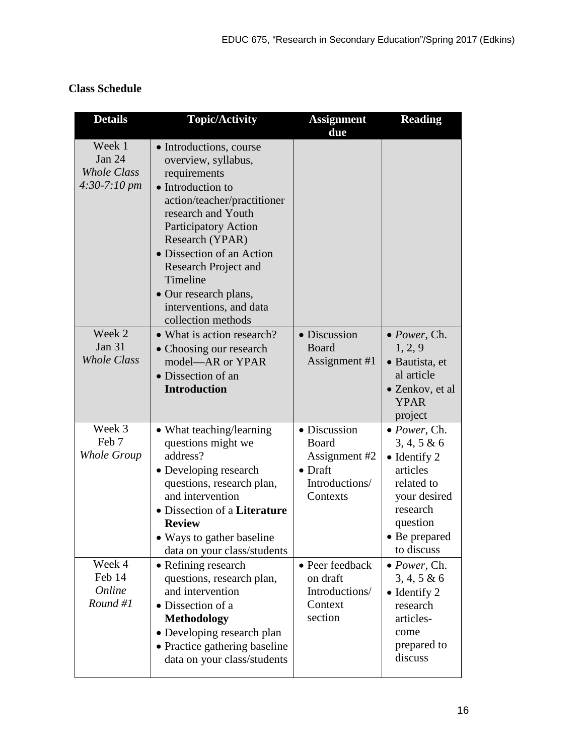**Class Schedule**

| Details | Topic/Activity | Assignment due | Reading |
|---|---|---|---|
| Week 1<br>Jan 24<br>*Whole Class*<br>*4:30-7:10 pm* | • Introductions, course overview, syllabus, requirements<br>• Introduction to action/teacher/practitioner research and Youth Participatory Action Research (YPAR)<br>• Dissection of an Action Research Project and Timeline<br>• Our research plans, interventions, and data collection methods | | |
| Week 2<br>Jan 31<br>*Whole Class* | • What is action research?<br>• Choosing our research model—AR or YPAR<br>• Dissection of an **Introduction** | • Discussion Board Assignment #1 | • *Power*, Ch. 1, 2, 9<br>• Bautista, et al article<br>• Zenkov, et al YPAR project |
| Week 3<br>Feb 7<br>*Whole Group* | • What teaching/learning questions might we address?<br>• Developing research questions, research plan, and intervention<br>• Dissection of a **Literature Review**<br>• Ways to gather baseline data on your class/students | • Discussion Board Assignment #2<br>• Draft Introductions/ Contexts | • *Power*, Ch. 3, 4, 5 & 6<br>• Identify 2 articles related to your desired research question<br>• Be prepared to discuss |
| Week 4<br>Feb 14<br>*Online*<br>*Round #1* | • Refining research questions, research plan, and intervention<br>• Dissection of a **Methodology**<br>• Developing research plan<br>• Practice gathering baseline data on your class/students | • Peer feedback on draft Introductions/ Context section | • *Power*, Ch. 3, 4, 5 & 6<br>• Identify 2 research articles- come prepared to discuss |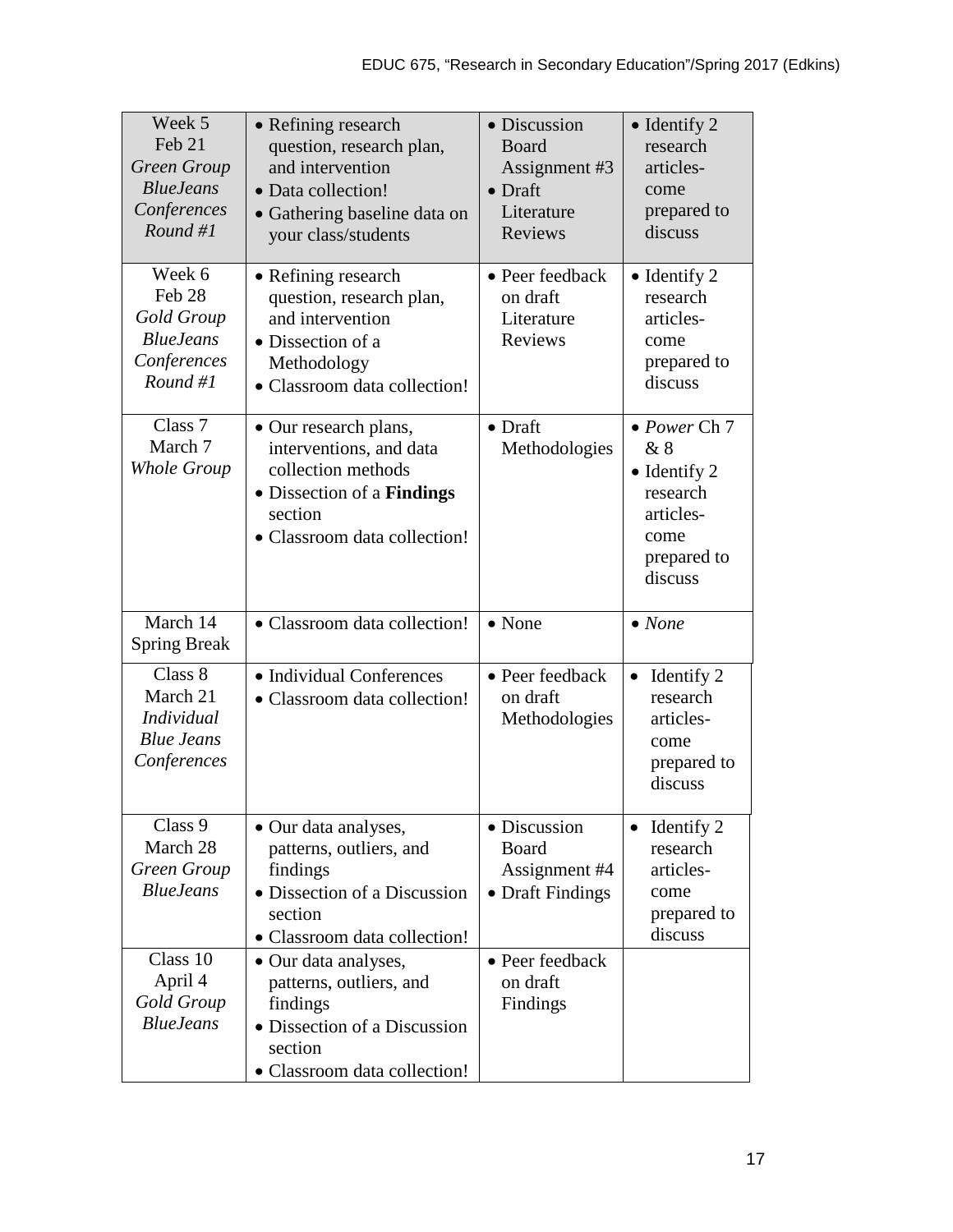| | | | |
|---|---|---|---|
| Week 5<br>Feb 21<br>*Green Group*<br>*BlueJeans*<br>*Conferences*<br>*Round #1* | • Refining research question, research plan, and intervention<br>• Data collection!<br>• Gathering baseline data on your class/students | • Discussion Board Assignment #3<br>• Draft Literature Reviews | • Identify 2 research articles- come prepared to discuss |
| Week 6<br>Feb 28<br>*Gold Group*<br>*BlueJeans*<br>*Conferences*<br>*Round #1* | • Refining research question, research plan, and intervention<br>• Dissection of a Methodology<br>• Classroom data collection! | • Peer feedback on draft Literature Reviews | • Identify 2 research articles- come prepared to discuss |
| Class 7<br>March 7<br>*Whole Group* | • Our research plans, interventions, and data collection methods<br>• Dissection of a **Findings** section<br>• Classroom data collection! | • Draft Methodologies | • *Power* Ch 7 & 8<br>• Identify 2 research articles- come prepared to discuss |
| March 14<br>Spring Break | • Classroom data collection! | • None | • *None* |
| Class 8<br>March 21<br>*Individual*<br>*Blue Jeans*<br>*Conferences* | • Individual Conferences<br>• Classroom data collection! | • Peer feedback on draft Methodologies | • Identify 2 research articles- come prepared to discuss |
| Class 9<br>March 28<br>*Green Group*<br>*BlueJeans* | • Our data analyses, patterns, outliers, and findings<br>• Dissection of a Discussion section<br>• Classroom data collection! | • Discussion Board Assignment #4<br>• Draft Findings | • Identify 2 research articles- come prepared to discuss |
| Class 10<br>April 4<br>*Gold Group*<br>*BlueJeans* | • Our data analyses, patterns, outliers, and findings<br>• Dissection of a Discussion section<br>• Classroom data collection! | • Peer feedback on draft Findings | |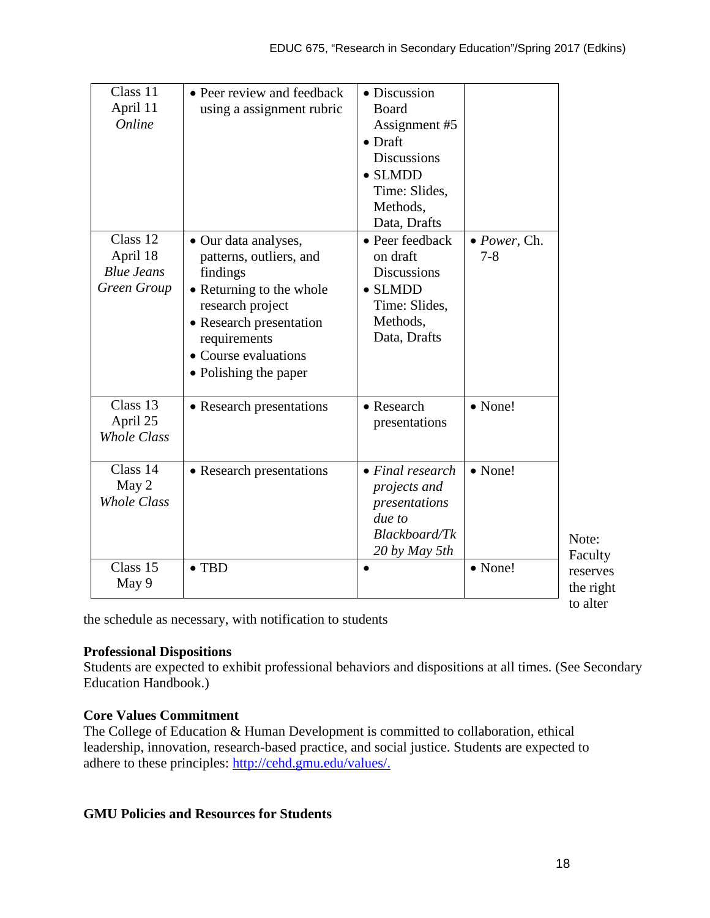| | | | |
|---|---|---|---|
| Class 11<br>April 11<br>*Online* | • Peer review and feedback using a assignment rubric | • Discussion Board Assignment #5<br>• Draft Discussions<br>• SLMDD Time: Slides, Methods, Data, Drafts | |
| Class 12<br>April 18<br>*Blue Jeans Green Group* | • Our data analyses, patterns, outliers, and findings<br>• Returning to the whole research project<br>• Research presentation requirements<br>• Course evaluations<br>• Polishing the paper | • Peer feedback on draft Discussions<br>• SLMDD Time: Slides, Methods, Data, Drafts | • *Power*, Ch. 7-8 |
| Class 13<br>April 25<br>*Whole Class* | • Research presentations | • Research presentations | • None! |
| Class 14<br>May 2<br>*Whole Class* | • Research presentations | • *Final research projects and presentations due to Blackboard/Tk 20 by May 5th* | • None! |
| Class 15<br>May 9 | • TBD | • | • None! |

Note: Faculty reserves the right to alter the schedule as necessary, with notification to students

**Professional Dispositions**
Students are expected to exhibit professional behaviors and dispositions at all times. (See Secondary Education Handbook.)

**Core Values Commitment**
The College of Education & Human Development is committed to collaboration, ethical leadership, innovation, research-based practice, and social justice. Students are expected to adhere to these principles: http://cehd.gmu.edu/values/.

**GMU Policies and Resources for Students**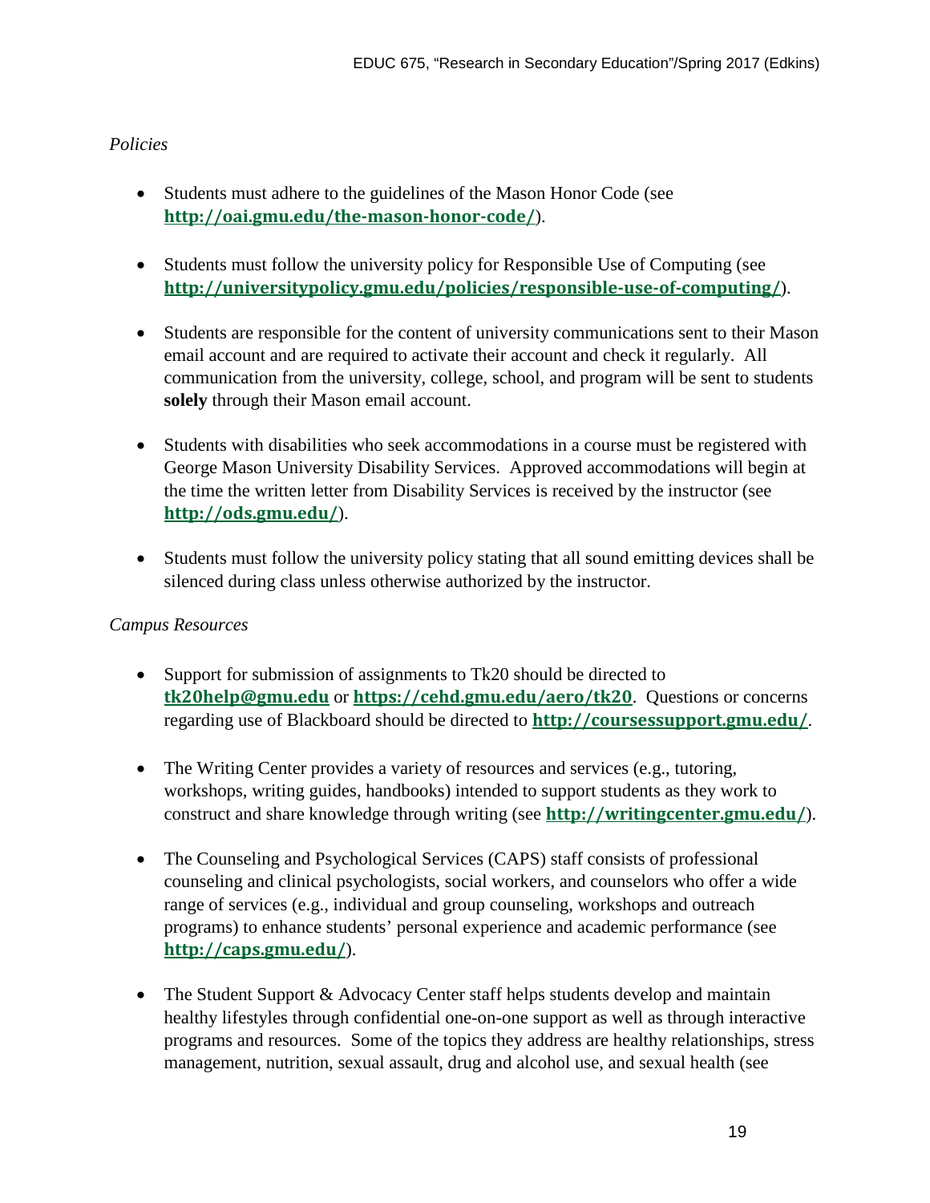*Policies*

- Students must adhere to the guidelines of the Mason Honor Code (see **http://oai.gmu.edu/the-mason-honor-code/**).

- Students must follow the university policy for Responsible Use of Computing (see **http://universitypolicy.gmu.edu/policies/responsible-use-of-computing/**).

- Students are responsible for the content of university communications sent to their Mason email account and are required to activate their account and check it regularly. All communication from the university, college, school, and program will be sent to students **solely** through their Mason email account.

- Students with disabilities who seek accommodations in a course must be registered with George Mason University Disability Services. Approved accommodations will begin at the time the written letter from Disability Services is received by the instructor (see **http://ods.gmu.edu/**).

- Students must follow the university policy stating that all sound emitting devices shall be silenced during class unless otherwise authorized by the instructor.

*Campus Resources*

- Support for submission of assignments to Tk20 should be directed to **tk20help@gmu.edu** or **https://cehd.gmu.edu/aero/tk20**. Questions or concerns regarding use of Blackboard should be directed to **http://coursessupport.gmu.edu/**.

- The Writing Center provides a variety of resources and services (e.g., tutoring, workshops, writing guides, handbooks) intended to support students as they work to construct and share knowledge through writing (see **http://writingcenter.gmu.edu/**).

- The Counseling and Psychological Services (CAPS) staff consists of professional counseling and clinical psychologists, social workers, and counselors who offer a wide range of services (e.g., individual and group counseling, workshops and outreach programs) to enhance students' personal experience and academic performance (see **http://caps.gmu.edu/**).

- The Student Support & Advocacy Center staff helps students develop and maintain healthy lifestyles through confidential one-on-one support as well as through interactive programs and resources. Some of the topics they address are healthy relationships, stress management, nutrition, sexual assault, drug and alcohol use, and sexual health (see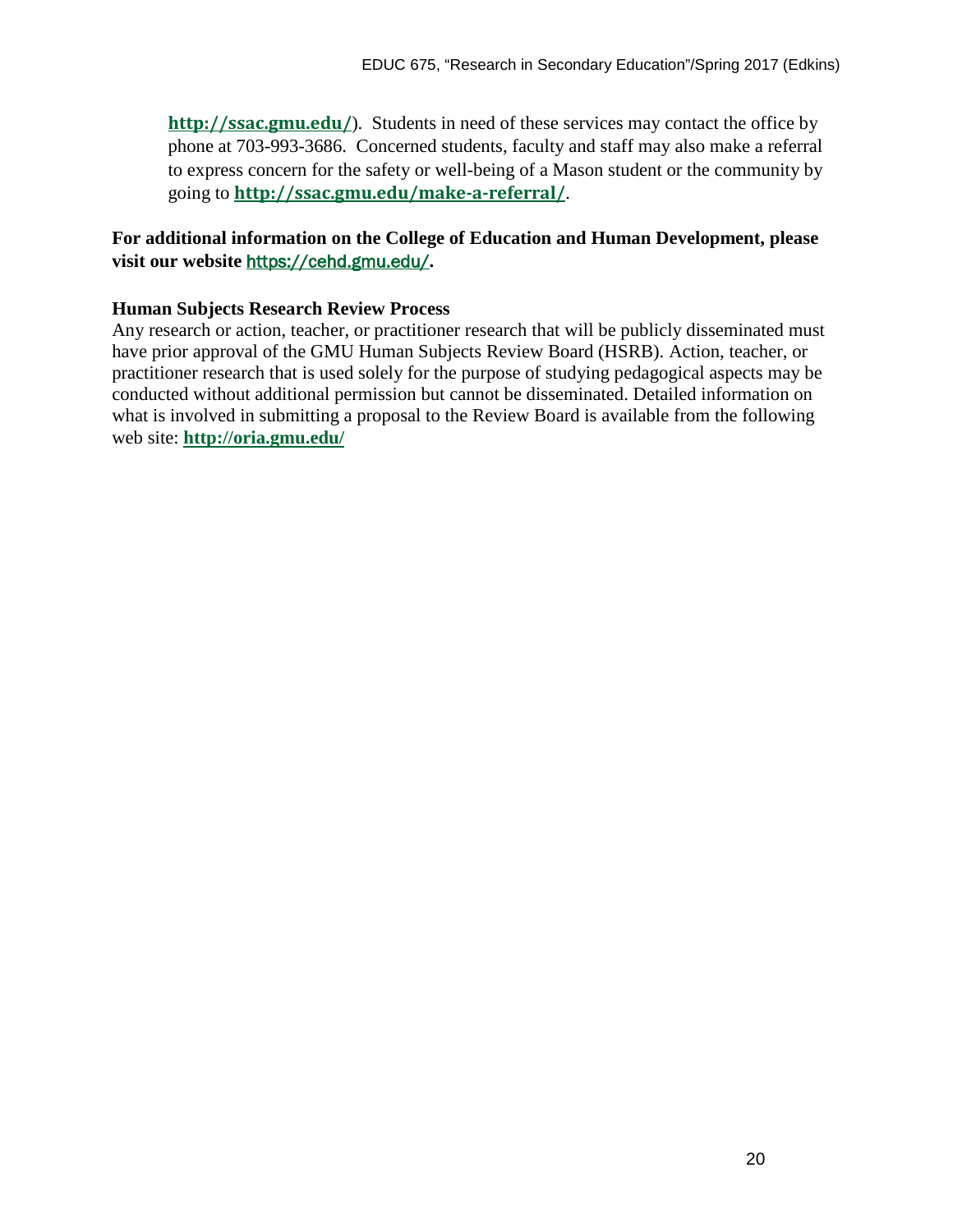**http://ssac.gmu.edu/**). Students in need of these services may contact the office by phone at 703-993-3686. Concerned students, faculty and staff may also make a referral to express concern for the safety or well-being of a Mason student or the community by going to **http://ssac.gmu.edu/make-a-referral/**.

**For additional information on the College of Education and Human Development, please visit our website https://cehd.gmu.edu/.**

**Human Subjects Research Review Process**

Any research or action, teacher, or practitioner research that will be publicly disseminated must have prior approval of the GMU Human Subjects Review Board (HSRB). Action, teacher, or practitioner research that is used solely for the purpose of studying pedagogical aspects may be conducted without additional permission but cannot be disseminated. Detailed information on what is involved in submitting a proposal to the Review Board is available from the following web site: **http://oria.gmu.edu/**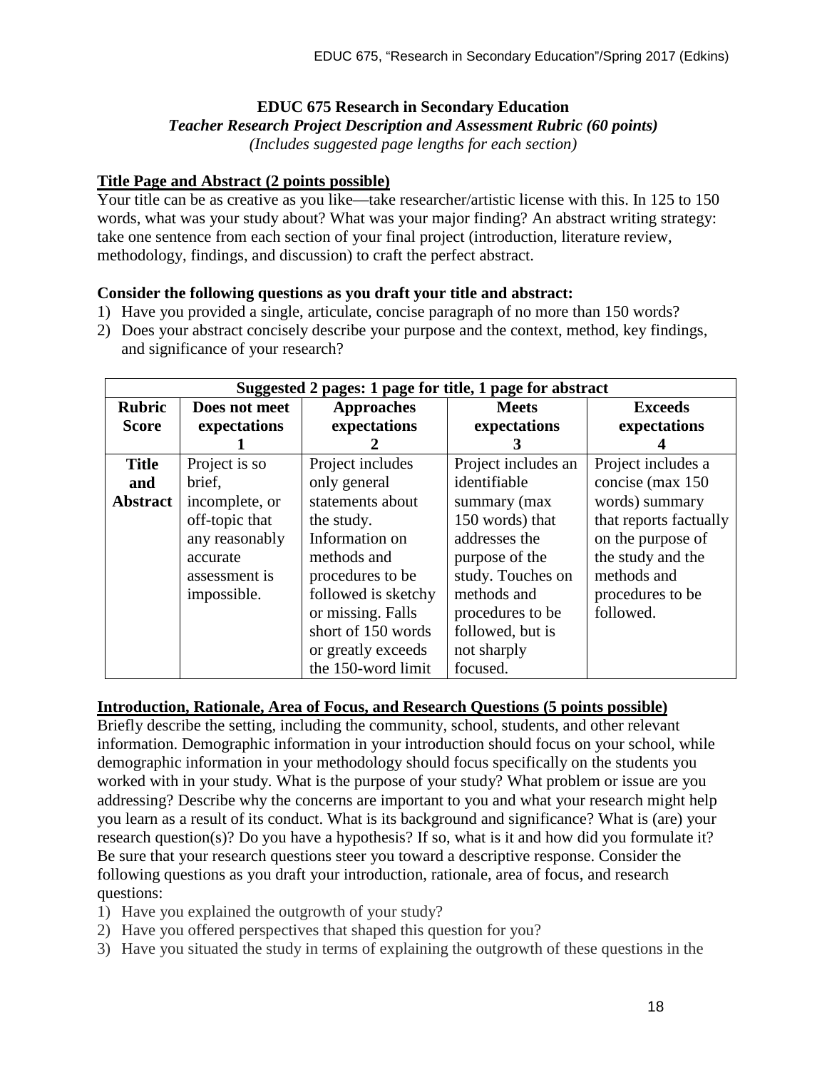# EDUC 675 Research in Secondary Education

***Teacher Research Project Description and Assessment Rubric (60 points)***

*(Includes suggested page lengths for each section)*

## Title Page and Abstract (2 points possible)

Your title can be as creative as you like—take researcher/artistic license with this. In 125 to 150 words, what was your study about? What was your major finding? An abstract writing strategy: take one sentence from each section of your final project (introduction, literature review, methodology, findings, and discussion) to craft the perfect abstract.

**Consider the following questions as you draft your title and abstract:**

1) Have you provided a single, articulate, concise paragraph of no more than 150 words?
2) Does your abstract concisely describe your purpose and the context, method, key findings, and significance of your research?

| Suggested 2 pages: 1 page for title, 1 page for abstract | | | | |
|---|---|---|---|---|
| **Rubric Score** | **Does not meet expectations 1** | **Approaches expectations 2** | **Meets expectations 3** | **Exceeds expectations 4** |
| **Title and Abstract** | Project is so brief, incomplete, or off-topic that any reasonably accurate assessment is impossible. | Project includes only general statements about the study. Information on methods and procedures to be followed is sketchy or missing. Falls short of 150 words or greatly exceeds the 150-word limit | Project includes an identifiable summary (max 150 words) that addresses the purpose of the study. Touches on methods and procedures to be followed, but is not sharply focused. | Project includes a concise (max 150 words) summary that reports factually on the purpose of the study and the methods and procedures to be followed. |

## Introduction, Rationale, Area of Focus, and Research Questions (5 points possible)

Briefly describe the setting, including the community, school, students, and other relevant information. Demographic information in your introduction should focus on your school, while demographic information in your methodology should focus specifically on the students you worked with in your study. What is the purpose of your study? What problem or issue are you addressing? Describe why the concerns are important to you and what your research might help you learn as a result of its conduct. What is its background and significance? What is (are) your research question(s)? Do you have a hypothesis? If so, what is it and how did you formulate it? Be sure that your research questions steer you toward a descriptive response. Consider the following questions as you draft your introduction, rationale, area of focus, and research questions:

1) Have you explained the outgrowth of your study?
2) Have you offered perspectives that shaped this question for you?
3) Have you situated the study in terms of explaining the outgrowth of these questions in the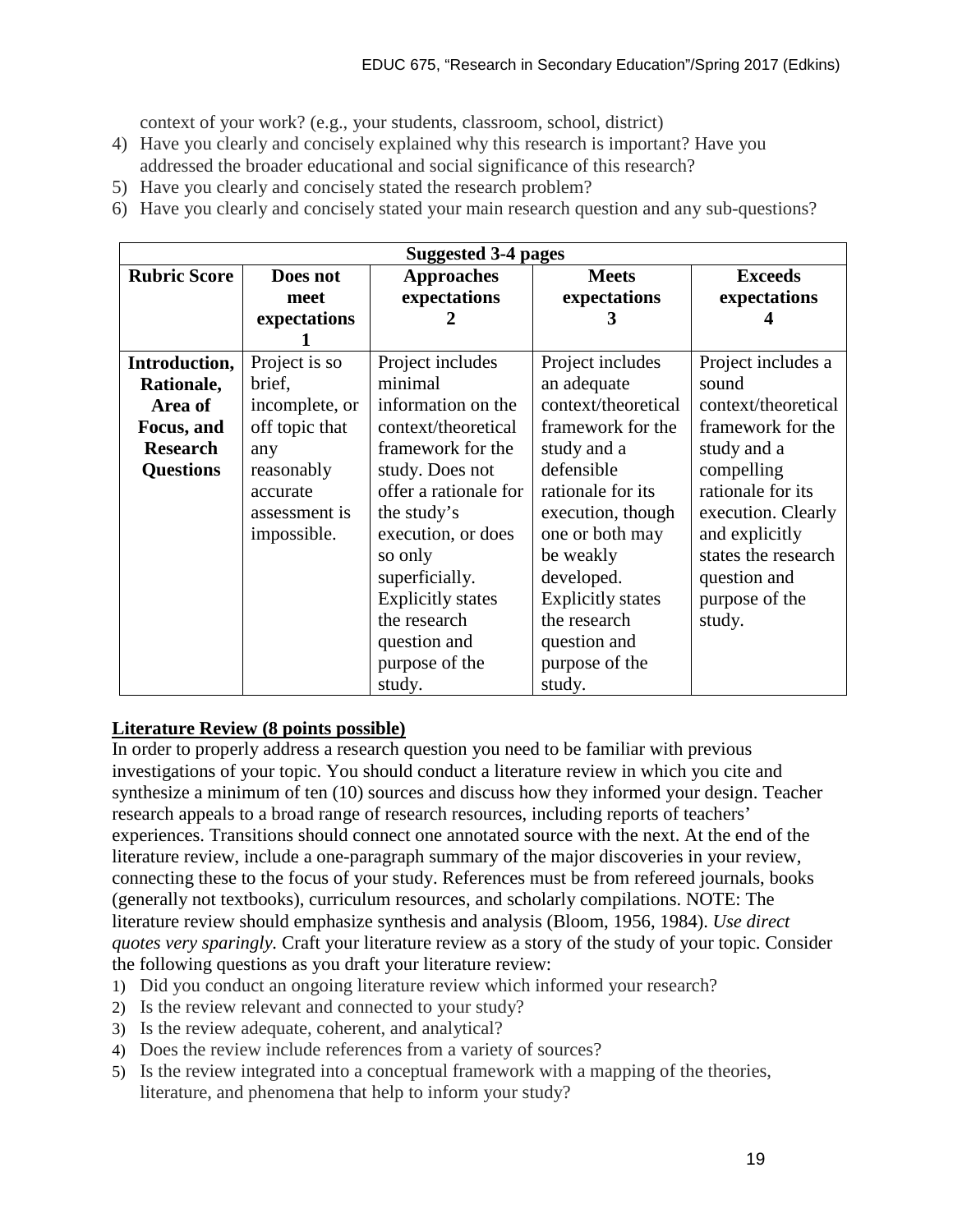context of your work? (e.g., your students, classroom, school, district)

4) Have you clearly and concisely explained why this research is important? Have you addressed the broader educational and social significance of this research?
5) Have you clearly and concisely stated the research problem?
6) Have you clearly and concisely stated your main research question and any sub-questions?

| Suggested 3-4 pages | | | | |
|---|---|---|---|---|
| **Rubric Score** | **Does not meet expectations 1** | **Approaches expectations 2** | **Meets expectations 3** | **Exceeds expectations 4** |
| **Introduction, Rationale, Area of Focus, and Research Questions** | Project is so brief, incomplete, or off topic that any reasonably accurate assessment is impossible. | Project includes minimal information on the context/theoretical framework for the study. Does not offer a rationale for the study's execution, or does so only superficially. Explicitly states the research question and purpose of the study. | Project includes an adequate context/theoretical framework for the study and a defensible rationale for its execution, though one or both may be weakly developed. Explicitly states the research question and purpose of the study. | Project includes a sound context/theoretical framework for the study and a compelling rationale for its execution. Clearly and explicitly states the research question and purpose of the study. |

**Literature Review (8 points possible)**

In order to properly address a research question you need to be familiar with previous investigations of your topic. You should conduct a literature review in which you cite and synthesize a minimum of ten (10) sources and discuss how they informed your design. Teacher research appeals to a broad range of research resources, including reports of teachers' experiences. Transitions should connect one annotated source with the next. At the end of the literature review, include a one-paragraph summary of the major discoveries in your review, connecting these to the focus of your study. References must be from refereed journals, books (generally not textbooks), curriculum resources, and scholarly compilations. NOTE: The literature review should emphasize synthesis and analysis (Bloom, 1956, 1984). *Use direct quotes very sparingly.* Craft your literature review as a story of the study of your topic. Consider the following questions as you draft your literature review:

1) Did you conduct an ongoing literature review which informed your research?
2) Is the review relevant and connected to your study?
3) Is the review adequate, coherent, and analytical?
4) Does the review include references from a variety of sources?
5) Is the review integrated into a conceptual framework with a mapping of the theories, literature, and phenomena that help to inform your study?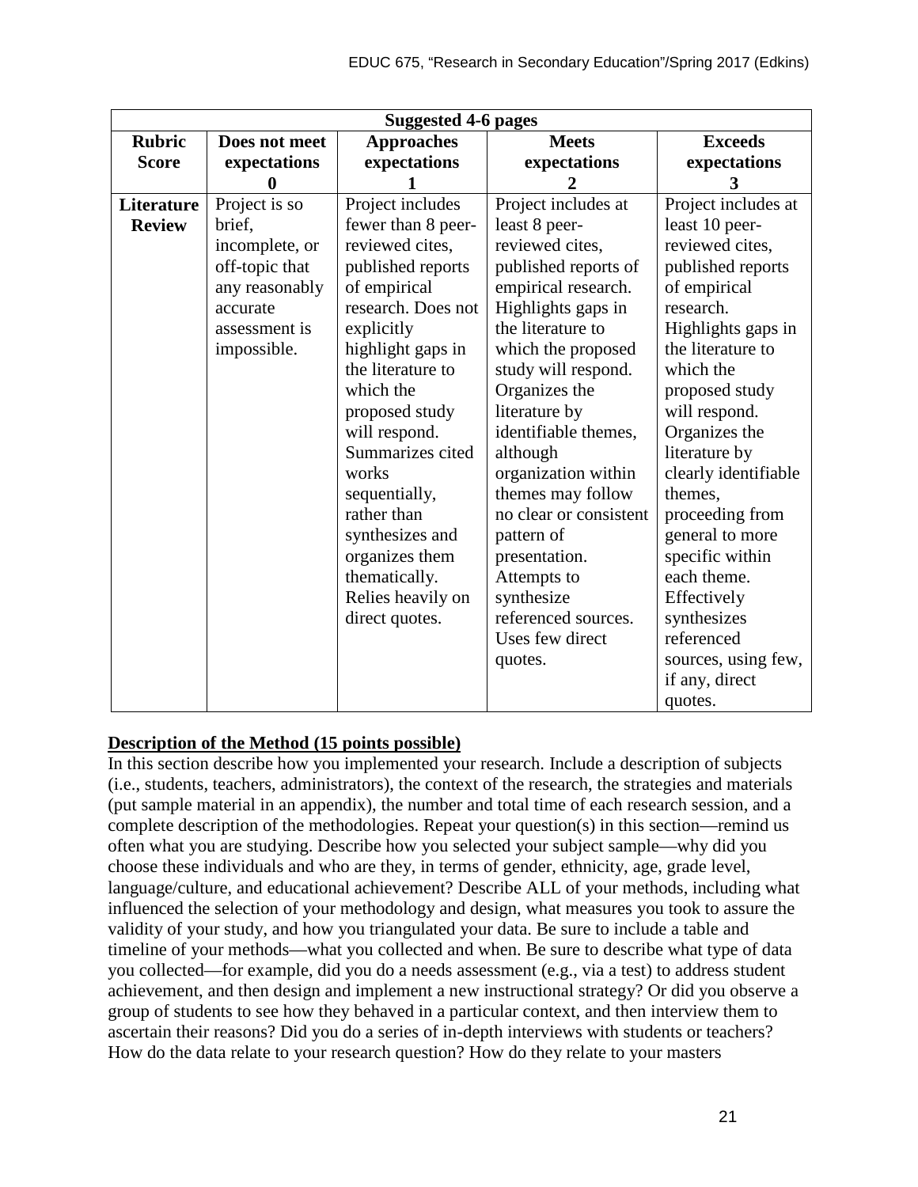| Suggested 4-6 pages | | | | |
|---|---|---|---|---|
| **Rubric Score** | **Does not meet expectations 0** | **Approaches expectations 1** | **Meets expectations 2** | **Exceeds expectations 3** |
| **Literature Review** | Project is so brief, incomplete, or off-topic that any reasonably accurate assessment is impossible. | Project includes fewer than 8 peer-reviewed cites, published reports of empirical research. Does not explicitly highlight gaps in the literature to which the proposed study will respond. Summarizes cited works sequentially, rather than synthesizes and organizes them thematically. Relies heavily on direct quotes. | Project includes at least 8 peer-reviewed cites, published reports of empirical research. Highlights gaps in the literature to which the proposed study will respond. Organizes the literature by identifiable themes, although organization within themes may follow no clear or consistent pattern of presentation. Attempts to synthesize referenced sources. Uses few direct quotes. | Project includes at least 10 peer-reviewed cites, published reports of empirical research. Highlights gaps in the literature to which the proposed study will respond. Organizes the literature by clearly identifiable themes, proceeding from general to more specific within each theme. Effectively synthesizes referenced sources, using few, if any, direct quotes. |

**Description of the Method (15 points possible)**

In this section describe how you implemented your research. Include a description of subjects (i.e., students, teachers, administrators), the context of the research, the strategies and materials (put sample material in an appendix), the number and total time of each research session, and a complete description of the methodologies. Repeat your question(s) in this section—remind us often what you are studying. Describe how you selected your subject sample—why did you choose these individuals and who are they, in terms of gender, ethnicity, age, grade level, language/culture, and educational achievement? Describe ALL of your methods, including what influenced the selection of your methodology and design, what measures you took to assure the validity of your study, and how you triangulated your data. Be sure to include a table and timeline of your methods—what you collected and when. Be sure to describe what type of data you collected—for example, did you do a needs assessment (e.g., via a test) to address student achievement, and then design and implement a new instructional strategy? Or did you observe a group of students to see how they behaved in a particular context, and then interview them to ascertain their reasons? Did you do a series of in-depth interviews with students or teachers? How do the data relate to your research question? How do they relate to your masters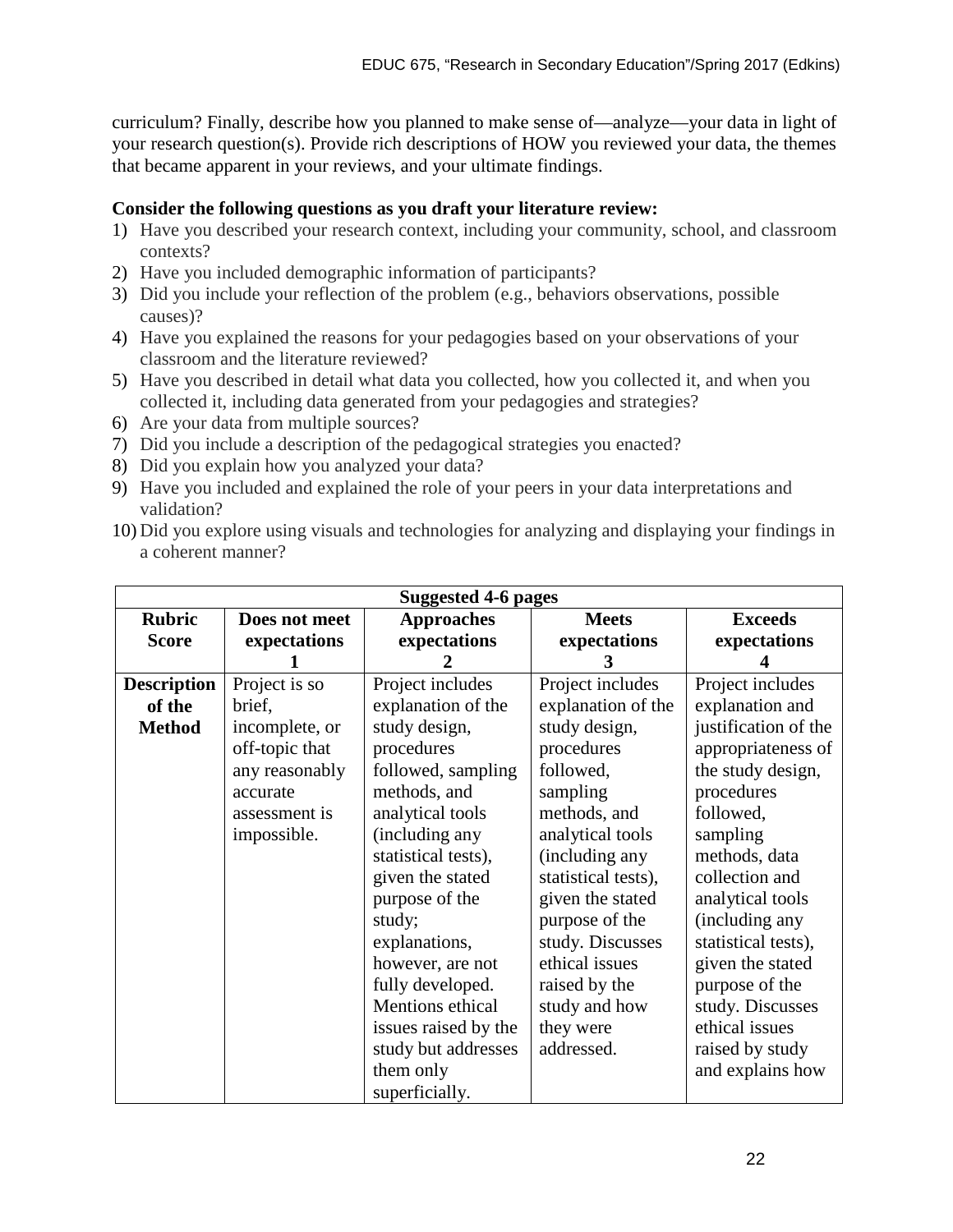curriculum? Finally, describe how you planned to make sense of—analyze—your data in light of your research question(s). Provide rich descriptions of HOW you reviewed your data, the themes that became apparent in your reviews, and your ultimate findings.

**Consider the following questions as you draft your literature review:**

1) Have you described your research context, including your community, school, and classroom contexts?
2) Have you included demographic information of participants?
3) Did you include your reflection of the problem (e.g., behaviors observations, possible causes)?
4) Have you explained the reasons for your pedagogies based on your observations of your classroom and the literature reviewed?
5) Have you described in detail what data you collected, how you collected it, and when you collected it, including data generated from your pedagogies and strategies?
6) Are your data from multiple sources?
7) Did you include a description of the pedagogical strategies you enacted?
8) Did you explain how you analyzed your data?
9) Have you included and explained the role of your peers in your data interpretations and validation?
10) Did you explore using visuals and technologies for analyzing and displaying your findings in a coherent manner?

| Suggested 4-6 pages | | | | |
|---|---|---|---|---|
| **Rubric Score** | **Does not meet expectations 1** | **Approaches expectations 2** | **Meets expectations 3** | **Exceeds expectations 4** |
| **Description of the Method** | Project is so brief, incomplete, or off-topic that any reasonably accurate assessment is impossible. | Project includes explanation of the study design, procedures followed, sampling methods, and analytical tools (including any statistical tests), given the stated purpose of the study; explanations, however, are not fully developed. Mentions ethical issues raised by the study but addresses them only superficially. | Project includes explanation of the study design, procedures followed, sampling methods, and analytical tools (including any statistical tests), given the stated purpose of the study. Discusses ethical issues raised by the study and how they were addressed. | Project includes explanation and justification of the appropriateness of the study design, procedures followed, sampling methods, data collection and analytical tools (including any statistical tests), given the stated purpose of the study. Discusses ethical issues raised by study and explains how |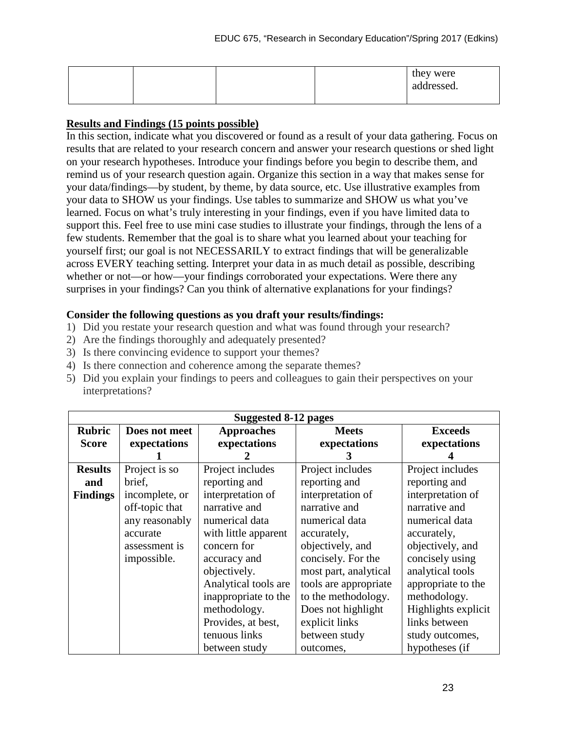| | | | | |
|---|---|---|---|---|
| | | | | they were addressed. |

**Results and Findings (15 points possible)**

In this section, indicate what you discovered or found as a result of your data gathering. Focus on results that are related to your research concern and answer your research questions or shed light on your research hypotheses. Introduce your findings before you begin to describe them, and remind us of your research question again. Organize this section in a way that makes sense for your data/findings—by student, by theme, by data source, etc. Use illustrative examples from your data to SHOW us your findings. Use tables to summarize and SHOW us what you've learned. Focus on what's truly interesting in your findings, even if you have limited data to support this. Feel free to use mini case studies to illustrate your findings, through the lens of a few students. Remember that the goal is to share what you learned about your teaching for yourself first; our goal is not NECESSARILY to extract findings that will be generalizable across EVERY teaching setting. Interpret your data in as much detail as possible, describing whether or not—or how—your findings corroborated your expectations. Were there any surprises in your findings? Can you think of alternative explanations for your findings?

**Consider the following questions as you draft your results/findings:**

1) Did you restate your research question and what was found through your research?
2) Are the findings thoroughly and adequately presented?
3) Is there convincing evidence to support your themes?
4) Is there connection and coherence among the separate themes?
5) Did you explain your findings to peers and colleagues to gain their perspectives on your interpretations?

| Suggested 8-12 pages | | | | |
|---|---|---|---|---|
| **Rubric Score** | **Does not meet expectations 1** | **Approaches expectations 2** | **Meets expectations 3** | **Exceeds expectations 4** |
| **Results and Findings** | Project is so brief, incomplete, or off-topic that any reasonably accurate assessment is impossible. | Project includes reporting and interpretation of narrative and numerical data with little apparent concern for accuracy and objectively. Analytical tools are inappropriate to the methodology. Provides, at best, tenuous links between study | Project includes reporting and interpretation of narrative and numerical data accurately, objectively, and concisely. For the most part, analytical tools are appropriate to the methodology. Does not highlight explicit links between study outcomes, | Project includes reporting and interpretation of narrative and numerical data accurately, objectively, and concisely using analytical tools appropriate to the methodology. Highlights explicit links between study outcomes, hypotheses (if |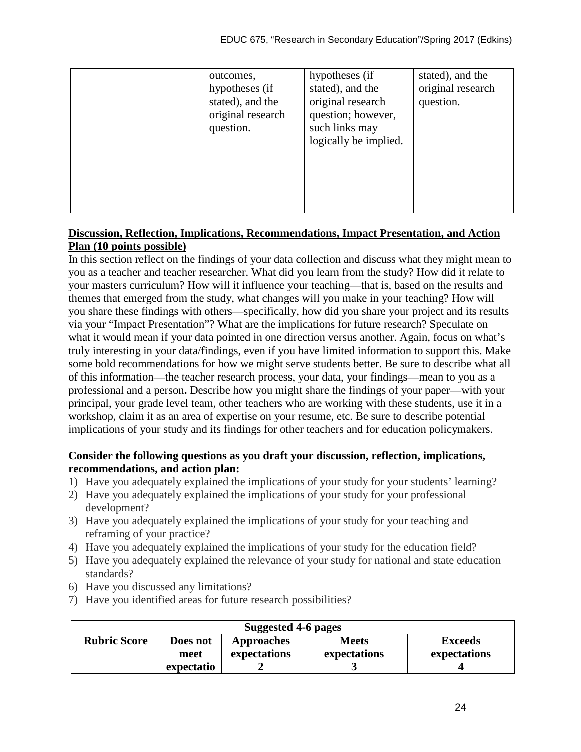| | | | | |
|---|---|---|---|---|
| | | outcomes, hypotheses (if stated), and the original research question. | hypotheses (if stated), and the original research question; however, such links may logically be implied. | stated), and the original research question. |

**Discussion, Reflection, Implications, Recommendations, Impact Presentation, and Action Plan (10 points possible)**

In this section reflect on the findings of your data collection and discuss what they might mean to you as a teacher and teacher researcher. What did you learn from the study? How did it relate to your masters curriculum? How will it influence your teaching—that is, based on the results and themes that emerged from the study, what changes will you make in your teaching? How will you share these findings with others—specifically, how did you share your project and its results via your "Impact Presentation"? What are the implications for future research? Speculate on what it would mean if your data pointed in one direction versus another. Again, focus on what's truly interesting in your data/findings, even if you have limited information to support this. Make some bold recommendations for how we might serve students better. Be sure to describe what all of this information—the teacher research process, your data, your findings—mean to you as a professional and a person**.** Describe how you might share the findings of your paper—with your principal, your grade level team, other teachers who are working with these students, use it in a workshop, claim it as an area of expertise on your resume, etc. Be sure to describe potential implications of your study and its findings for other teachers and for education policymakers.

**Consider the following questions as you draft your discussion, reflection, implications, recommendations, and action plan:**

1) Have you adequately explained the implications of your study for your students' learning?
2) Have you adequately explained the implications of your study for your professional development?
3) Have you adequately explained the implications of your study for your teaching and reframing of your practice?
4) Have you adequately explained the implications of your study for the education field?
5) Have you adequately explained the relevance of your study for national and state education standards?
6) Have you discussed any limitations?
7) Have you identified areas for future research possibilities?

| Suggested 4-6 pages | | | | |
|---|---|---|---|---|
| **Rubric Score** | **Does not meet expectatio** | **Approaches expectations 2** | **Meets expectations 3** | **Exceeds expectations 4** |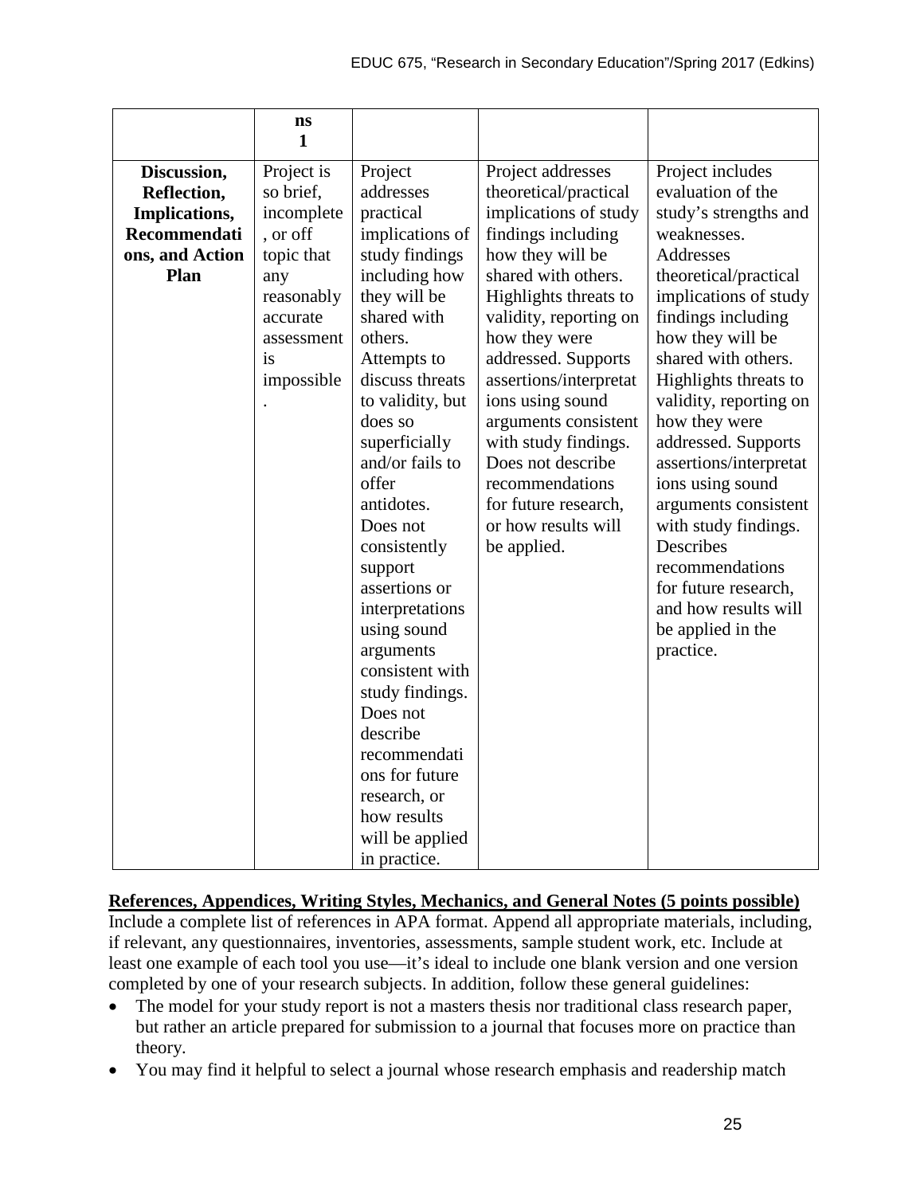| | ns 1 | | | |
|---|---|---|---|---|
| **Discussion, Reflection, Implications, Recommendations, and Action Plan** | Project is so brief, incomplete, or off topic that any reasonably accurate assessment is impossible. | Project addresses practical implications of study findings including how they will be shared with others. Attempts to discuss threats to validity, but does so superficially and/or fails to offer antidotes. Does not consistently support assertions or interpretations using sound arguments consistent with study findings. Does not describe recommendations for future research, or how results will be applied in practice. | Project addresses theoretical/practical implications of study findings including how they will be shared with others. Highlights threats to validity, reporting on how they were addressed. Supports assertions/interpretations using sound arguments consistent with study findings. Does not describe recommendations for future research, or how results will be applied. | Project includes evaluation of the study's strengths and weaknesses. Addresses theoretical/practical implications of study findings including how they will be shared with others. Highlights threats to validity, reporting on how they were addressed. Supports assertions/interpretations using sound arguments consistent with study findings. Describes recommendations for future research, and how results will be applied in the practice. |

**References, Appendices, Writing Styles, Mechanics, and General Notes (5 points possible)**

Include a complete list of references in APA format. Append all appropriate materials, including, if relevant, any questionnaires, inventories, assessments, sample student work, etc. Include at least one example of each tool you use—it's ideal to include one blank version and one version completed by one of your research subjects. In addition, follow these general guidelines:

- The model for your study report is not a masters thesis nor traditional class research paper, but rather an article prepared for submission to a journal that focuses more on practice than theory.
- You may find it helpful to select a journal whose research emphasis and readership match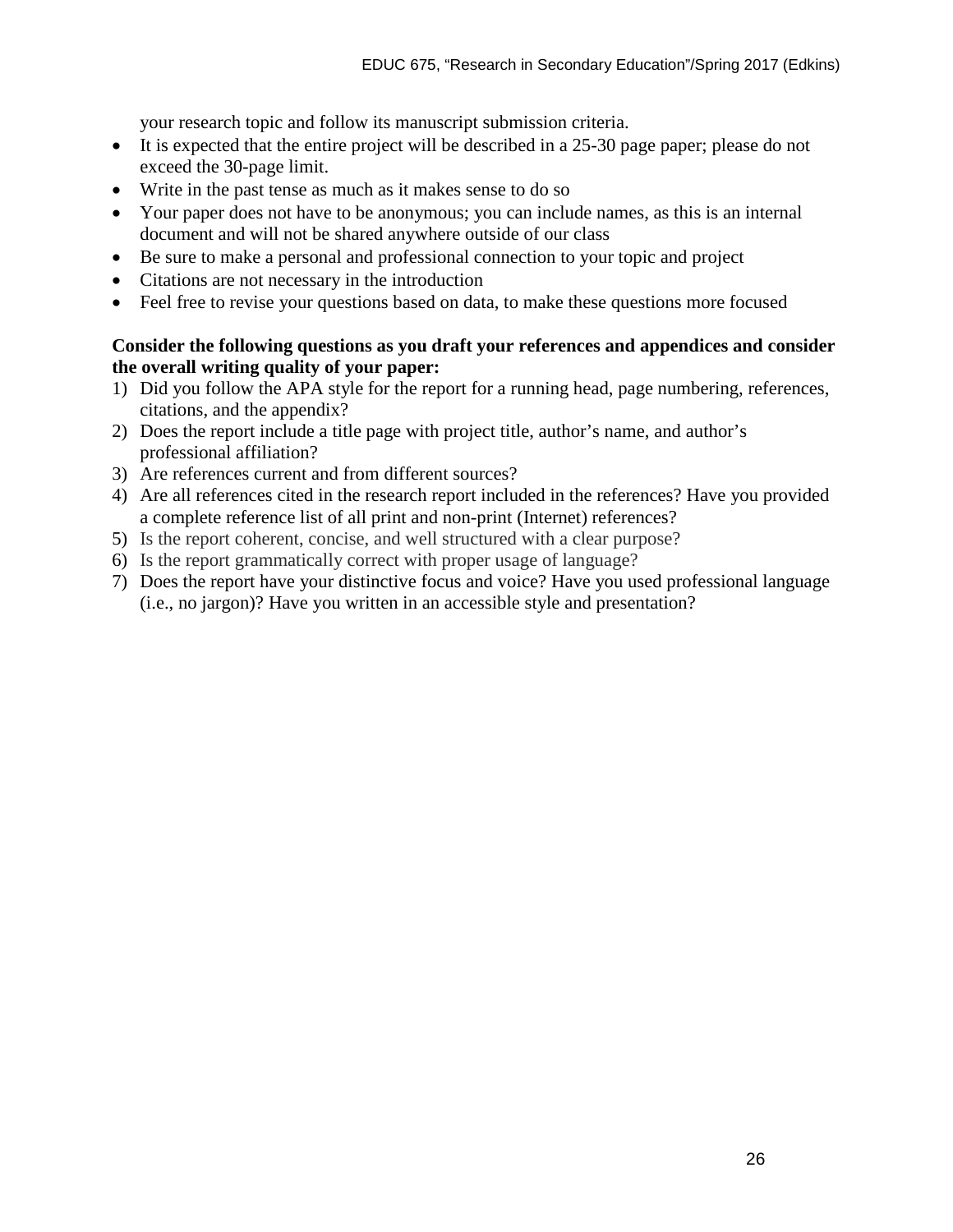your research topic and follow its manuscript submission criteria.

- It is expected that the entire project will be described in a 25-30 page paper; please do not exceed the 30-page limit.
- Write in the past tense as much as it makes sense to do so
- Your paper does not have to be anonymous; you can include names, as this is an internal document and will not be shared anywhere outside of our class
- Be sure to make a personal and professional connection to your topic and project
- Citations are not necessary in the introduction
- Feel free to revise your questions based on data, to make these questions more focused

**Consider the following questions as you draft your references and appendices and consider the overall writing quality of your paper:**

1) Did you follow the APA style for the report for a running head, page numbering, references, citations, and the appendix?
2) Does the report include a title page with project title, author's name, and author's professional affiliation?
3) Are references current and from different sources?
4) Are all references cited in the research report included in the references? Have you provided a complete reference list of all print and non-print (Internet) references?
5) Is the report coherent, concise, and well structured with a clear purpose?
6) Is the report grammatically correct with proper usage of language?
7) Does the report have your distinctive focus and voice? Have you used professional language (i.e., no jargon)? Have you written in an accessible style and presentation?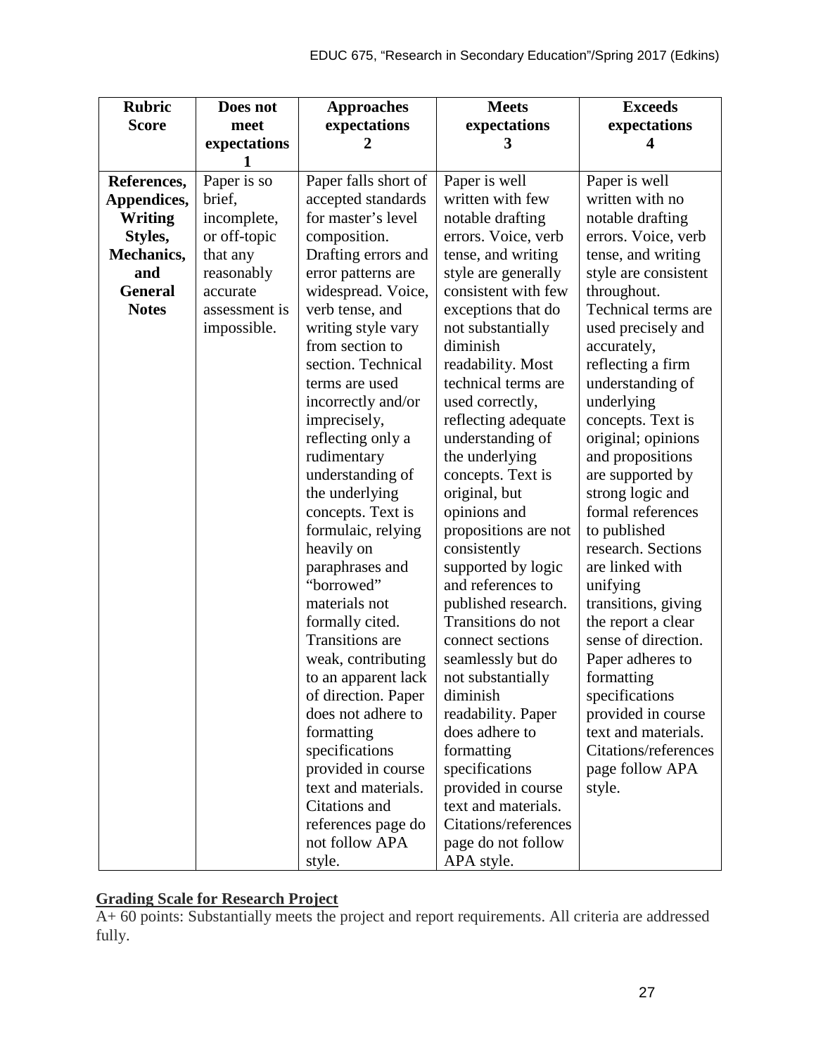| Rubric Score | Does not meet expectations 1 | Approaches expectations 2 | Meets expectations 3 | Exceeds expectations 4 |
|---|---|---|---|---|
| **References, Appendices, Writing Styles, Mechanics, and General Notes** | Paper is so brief, incomplete, or off-topic that any reasonably accurate assessment is impossible. | Paper falls short of accepted standards for master's level composition. Drafting errors and error patterns are widespread. Voice, verb tense, and writing style vary from section to section. Technical terms are used incorrectly and/or imprecisely, reflecting only a rudimentary understanding of the underlying concepts. Text is formulaic, relying heavily on paraphrases and "borrowed" materials not formally cited. Transitions are weak, contributing to an apparent lack of direction. Paper does not adhere to formatting specifications provided in course text and materials. Citations and references page do not follow APA style. | Paper is well written with few notable drafting errors. Voice, verb tense, and writing style are generally consistent with few exceptions that do not substantially diminish readability. Most technical terms are used correctly, reflecting adequate understanding of the underlying concepts. Text is original, but opinions and propositions are not consistently supported by logic and references to published research. Transitions do not connect sections seamlessly but do not substantially diminish readability. Paper does adhere to formatting specifications provided in course text and materials. Citations/references page do not follow APA style. | Paper is well written with no notable drafting errors. Voice, verb tense, and writing style are consistent throughout. Technical terms are used precisely and accurately, reflecting a firm understanding of underlying concepts. Text is original; opinions and propositions are supported by strong logic and formal references to published research. Sections are linked with unifying transitions, giving the report a clear sense of direction. Paper adheres to formatting specifications provided in course text and materials. Citations/references page follow APA style. |

**Grading Scale for Research Project**

A+ 60 points: Substantially meets the project and report requirements. All criteria are addressed fully.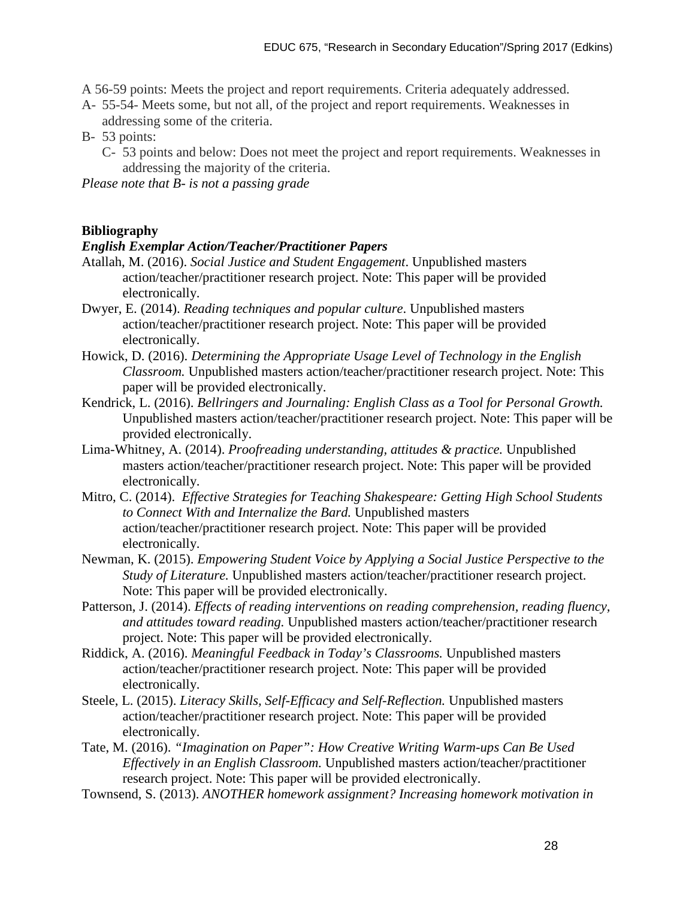A 56-59 points: Meets the project and report requirements. Criteria adequately addressed.

A- 55-54- Meets some, but not all, of the project and report requirements. Weaknesses in addressing some of the criteria.

B- 53 points:

C- 53 points and below: Does not meet the project and report requirements. Weaknesses in addressing the majority of the criteria.

*Please note that B- is not a passing grade*

**Bibliography**

***English Exemplar Action/Teacher/Practitioner Papers***

Atallah, M. (2016). *Social Justice and Student Engagement*. Unpublished masters action/teacher/practitioner research project. Note: This paper will be provided electronically.

Dwyer, E. (2014). *Reading techniques and popular culture*. Unpublished masters action/teacher/practitioner research project. Note: This paper will be provided electronically.

Howick, D. (2016). *Determining the Appropriate Usage Level of Technology in the English Classroom.* Unpublished masters action/teacher/practitioner research project. Note: This paper will be provided electronically.

Kendrick, L. (2016). *Bellringers and Journaling: English Class as a Tool for Personal Growth.* Unpublished masters action/teacher/practitioner research project. Note: This paper will be provided electronically.

Lima-Whitney, A. (2014). *Proofreading understanding, attitudes & practice.* Unpublished masters action/teacher/practitioner research project. Note: This paper will be provided electronically.

Mitro, C. (2014). *Effective Strategies for Teaching Shakespeare: Getting High School Students to Connect With and Internalize the Bard.* Unpublished masters action/teacher/practitioner research project. Note: This paper will be provided electronically.

Newman, K. (2015). *Empowering Student Voice by Applying a Social Justice Perspective to the Study of Literature.* Unpublished masters action/teacher/practitioner research project. Note: This paper will be provided electronically.

Patterson, J. (2014). *Effects of reading interventions on reading comprehension, reading fluency, and attitudes toward reading.* Unpublished masters action/teacher/practitioner research project. Note: This paper will be provided electronically.

Riddick, A. (2016). *Meaningful Feedback in Today's Classrooms.* Unpublished masters action/teacher/practitioner research project. Note: This paper will be provided electronically.

Steele, L. (2015). *Literacy Skills, Self-Efficacy and Self-Reflection.* Unpublished masters action/teacher/practitioner research project. Note: This paper will be provided electronically.

Tate, M. (2016). *"Imagination on Paper": How Creative Writing Warm-ups Can Be Used Effectively in an English Classroom.* Unpublished masters action/teacher/practitioner research project. Note: This paper will be provided electronically.

Townsend, S. (2013). *ANOTHER homework assignment? Increasing homework motivation in*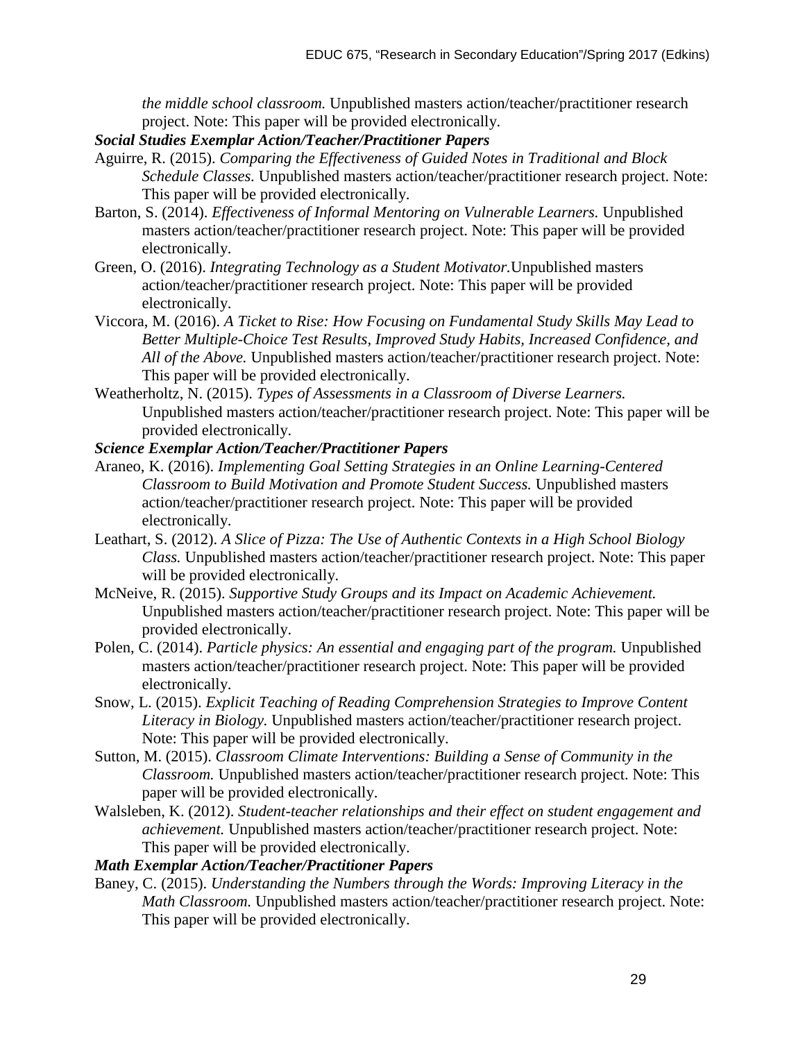*the middle school classroom.* Unpublished masters action/teacher/practitioner research project. Note: This paper will be provided electronically.

***Social Studies Exemplar Action/Teacher/Practitioner Papers***

Aguirre, R. (2015). *Comparing the Effectiveness of Guided Notes in Traditional and Block Schedule Classes.* Unpublished masters action/teacher/practitioner research project. Note: This paper will be provided electronically.

Barton, S. (2014). *Effectiveness of Informal Mentoring on Vulnerable Learners.* Unpublished masters action/teacher/practitioner research project. Note: This paper will be provided electronically.

Green, O. (2016). *Integrating Technology as a Student Motivator.*Unpublished masters action/teacher/practitioner research project. Note: This paper will be provided electronically.

Viccora, M. (2016). *A Ticket to Rise: How Focusing on Fundamental Study Skills May Lead to Better Multiple-Choice Test Results, Improved Study Habits, Increased Confidence, and All of the Above.* Unpublished masters action/teacher/practitioner research project. Note: This paper will be provided electronically.

Weatherholtz, N. (2015). *Types of Assessments in a Classroom of Diverse Learners.* Unpublished masters action/teacher/practitioner research project. Note: This paper will be provided electronically.

***Science Exemplar Action/Teacher/Practitioner Papers***

Araneo, K. (2016). *Implementing Goal Setting Strategies in an Online Learning-Centered Classroom to Build Motivation and Promote Student Success.* Unpublished masters action/teacher/practitioner research project. Note: This paper will be provided electronically.

Leathart, S. (2012). *A Slice of Pizza: The Use of Authentic Contexts in a High School Biology Class.* Unpublished masters action/teacher/practitioner research project. Note: This paper will be provided electronically.

McNeive, R. (2015). *Supportive Study Groups and its Impact on Academic Achievement.* Unpublished masters action/teacher/practitioner research project. Note: This paper will be provided electronically.

Polen, C. (2014). *Particle physics: An essential and engaging part of the program.* Unpublished masters action/teacher/practitioner research project. Note: This paper will be provided electronically.

Snow, L. (2015). *Explicit Teaching of Reading Comprehension Strategies to Improve Content Literacy in Biology.* Unpublished masters action/teacher/practitioner research project. Note: This paper will be provided electronically.

Sutton, M. (2015). *Classroom Climate Interventions: Building a Sense of Community in the Classroom.* Unpublished masters action/teacher/practitioner research project. Note: This paper will be provided electronically.

Walsleben, K. (2012). *Student-teacher relationships and their effect on student engagement and achievement.* Unpublished masters action/teacher/practitioner research project. Note: This paper will be provided electronically.

***Math Exemplar Action/Teacher/Practitioner Papers***

Baney, C. (2015). *Understanding the Numbers through the Words: Improving Literacy in the Math Classroom.* Unpublished masters action/teacher/practitioner research project. Note: This paper will be provided electronically.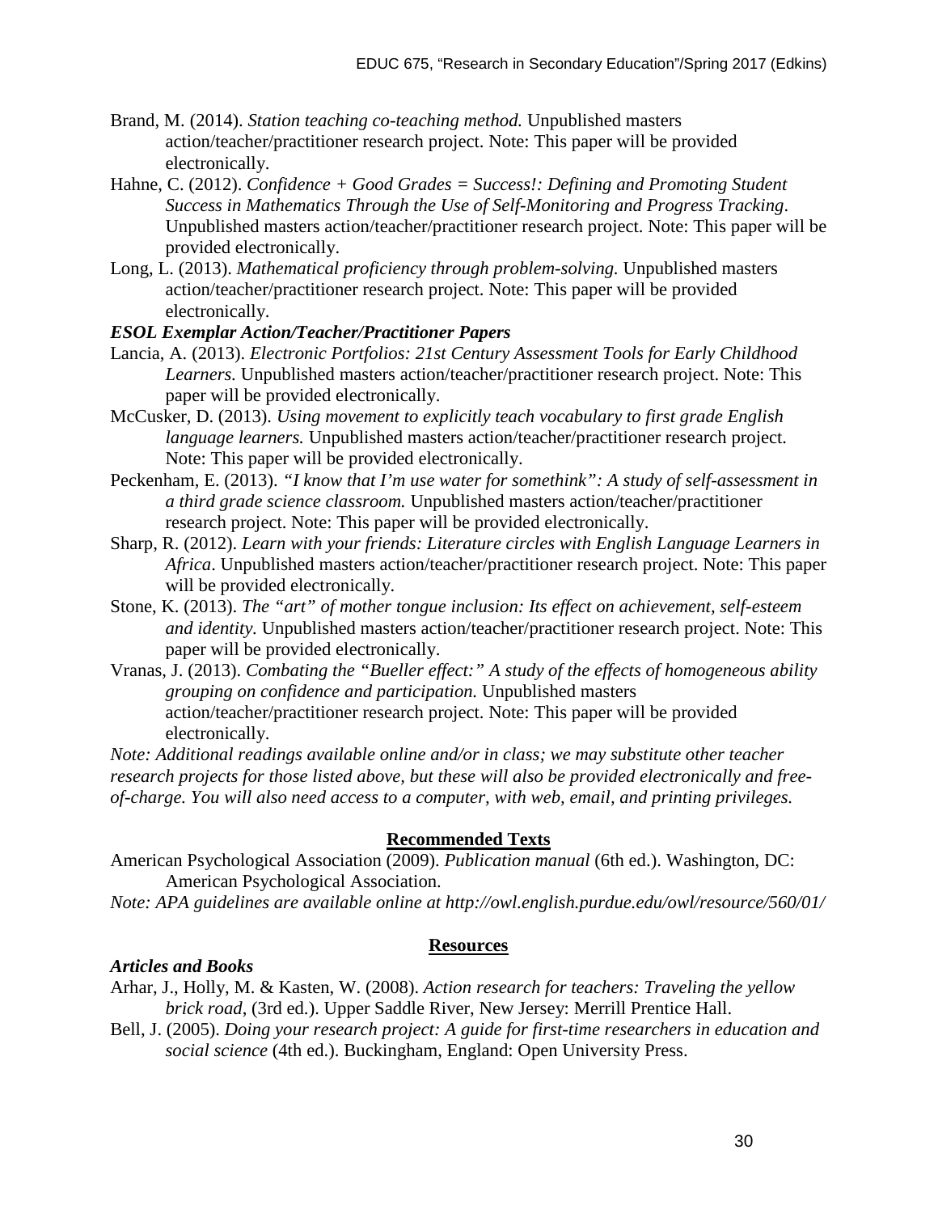Brand, M. (2014). *Station teaching co-teaching method.* Unpublished masters action/teacher/practitioner research project. Note: This paper will be provided electronically.

Hahne, C. (2012). *Confidence + Good Grades = Success!: Defining and Promoting Student Success in Mathematics Through the Use of Self-Monitoring and Progress Tracking*. Unpublished masters action/teacher/practitioner research project. Note: This paper will be provided electronically.

Long, L. (2013). *Mathematical proficiency through problem-solving.* Unpublished masters action/teacher/practitioner research project. Note: This paper will be provided electronically.

***ESOL Exemplar Action/Teacher/Practitioner Papers***

Lancia, A. (2013). *Electronic Portfolios: 21st Century Assessment Tools for Early Childhood Learners.* Unpublished masters action/teacher/practitioner research project. Note: This paper will be provided electronically.

McCusker, D. (2013). *Using movement to explicitly teach vocabulary to first grade English language learners.* Unpublished masters action/teacher/practitioner research project. Note: This paper will be provided electronically.

Peckenham, E. (2013). *"I know that I'm use water for somethink": A study of self-assessment in a third grade science classroom.* Unpublished masters action/teacher/practitioner research project. Note: This paper will be provided electronically.

Sharp, R. (2012). *Learn with your friends: Literature circles with English Language Learners in Africa*. Unpublished masters action/teacher/practitioner research project. Note: This paper will be provided electronically.

Stone, K. (2013). *The "art" of mother tongue inclusion: Its effect on achievement, self-esteem and identity.* Unpublished masters action/teacher/practitioner research project. Note: This paper will be provided electronically.

Vranas, J. (2013). *Combating the "Bueller effect:" A study of the effects of homogeneous ability grouping on confidence and participation.* Unpublished masters action/teacher/practitioner research project. Note: This paper will be provided electronically.

*Note: Additional readings available online and/or in class; we may substitute other teacher research projects for those listed above, but these will also be provided electronically and free-of-charge. You will also need access to a computer, with web, email, and printing privileges.*

## Recommended Texts

American Psychological Association (2009). *Publication manual* (6th ed.). Washington, DC: American Psychological Association.

*Note: APA guidelines are available online at http://owl.english.purdue.edu/owl/resource/560/01/*

## Resources

***Articles and Books***

Arhar, J., Holly, M. & Kasten, W. (2008). *Action research for teachers: Traveling the yellow brick road*, (3rd ed.). Upper Saddle River, New Jersey: Merrill Prentice Hall.

Bell, J. (2005). *Doing your research project: A guide for first-time researchers in education and social science* (4th ed.). Buckingham, England: Open University Press.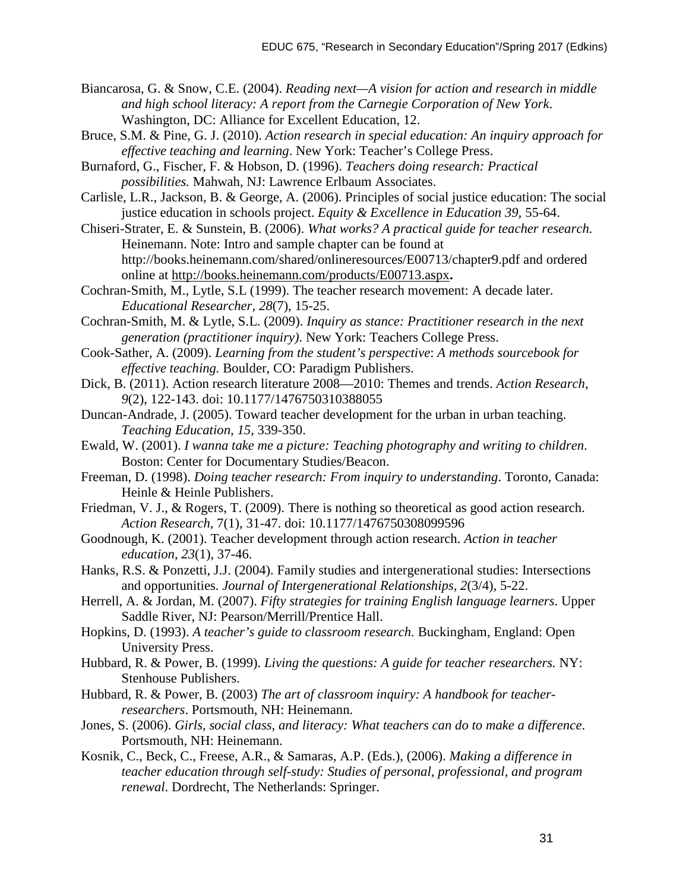Biancarosa, G. & Snow, C.E. (2004). *Reading next—A vision for action and research in middle and high school literacy: A report from the Carnegie Corporation of New York*. Washington, DC: Alliance for Excellent Education, 12.

Bruce, S.M. & Pine, G. J. (2010). *Action research in special education: An inquiry approach for effective teaching and learning*. New York: Teacher's College Press.

Burnaford, G., Fischer, F. & Hobson, D. (1996). *Teachers doing research: Practical possibilities.* Mahwah, NJ: Lawrence Erlbaum Associates.

Carlisle, L.R., Jackson, B. & George, A. (2006). Principles of social justice education: The social justice education in schools project. *Equity & Excellence in Education 39*, 55-64.

Chiseri-Strater, E. & Sunstein, B. (2006). *What works? A practical guide for teacher research.* Heinemann. Note: Intro and sample chapter can be found at http://books.heinemann.com/shared/onlineresources/E00713/chapter9.pdf and ordered online at http://books.heinemann.com/products/E00713.aspx**.**

Cochran-Smith, M., Lytle, S.L (1999). The teacher research movement: A decade later. *Educational Researcher, 28*(7), 15-25.

Cochran-Smith, M. & Lytle, S.L. (2009). *Inquiry as stance: Practitioner research in the next generation (practitioner inquiry).* New York: Teachers College Press.

Cook-Sather, A. (2009). *Learning from the student's perspective*: *A methods sourcebook for effective teaching.* Boulder, CO: Paradigm Publishers.

Dick, B. (2011). Action research literature 2008—2010: Themes and trends. *Action Research*, *9*(2), 122-143. doi: 10.1177/1476750310388055

Duncan-Andrade, J. (2005). Toward teacher development for the urban in urban teaching. *Teaching Education, 15*, 339-350.

Ewald, W. (2001). *I wanna take me a picture: Teaching photography and writing to children*. Boston: Center for Documentary Studies/Beacon.

Freeman, D. (1998). *Doing teacher research: From inquiry to understanding*. Toronto, Canada: Heinle & Heinle Publishers.

Friedman, V. J., & Rogers, T. (2009). There is nothing so theoretical as good action research. *Action Research*, 7(1), 31-47. doi: 10.1177/1476750308099596

Goodnough, K. (2001). Teacher development through action research. *Action in teacher education, 23*(1), 37-46.

Hanks, R.S. & Ponzetti, J.J. (2004). Family studies and intergenerational studies: Intersections and opportunities. *Journal of Intergenerational Relationships, 2*(3/4), 5-22.

Herrell, A. & Jordan, M. (2007). *Fifty strategies for training English language learners*. Upper Saddle River, NJ: Pearson/Merrill/Prentice Hall.

Hopkins, D. (1993). *A teacher's guide to classroom research.* Buckingham, England: Open University Press.

Hubbard, R. & Power, B. (1999). *Living the questions: A guide for teacher researchers.* NY: Stenhouse Publishers.

Hubbard, R. & Power, B. (2003) *The art of classroom inquiry: A handbook for teacher-researchers*. Portsmouth, NH: Heinemann.

Jones, S. (2006). *Girls, social class, and literacy: What teachers can do to make a difference*. Portsmouth, NH: Heinemann.

Kosnik, C., Beck, C., Freese, A.R., & Samaras, A.P. (Eds.), (2006). *Making a difference in teacher education through self-study: Studies of personal, professional, and program renewal*. Dordrecht, The Netherlands: Springer.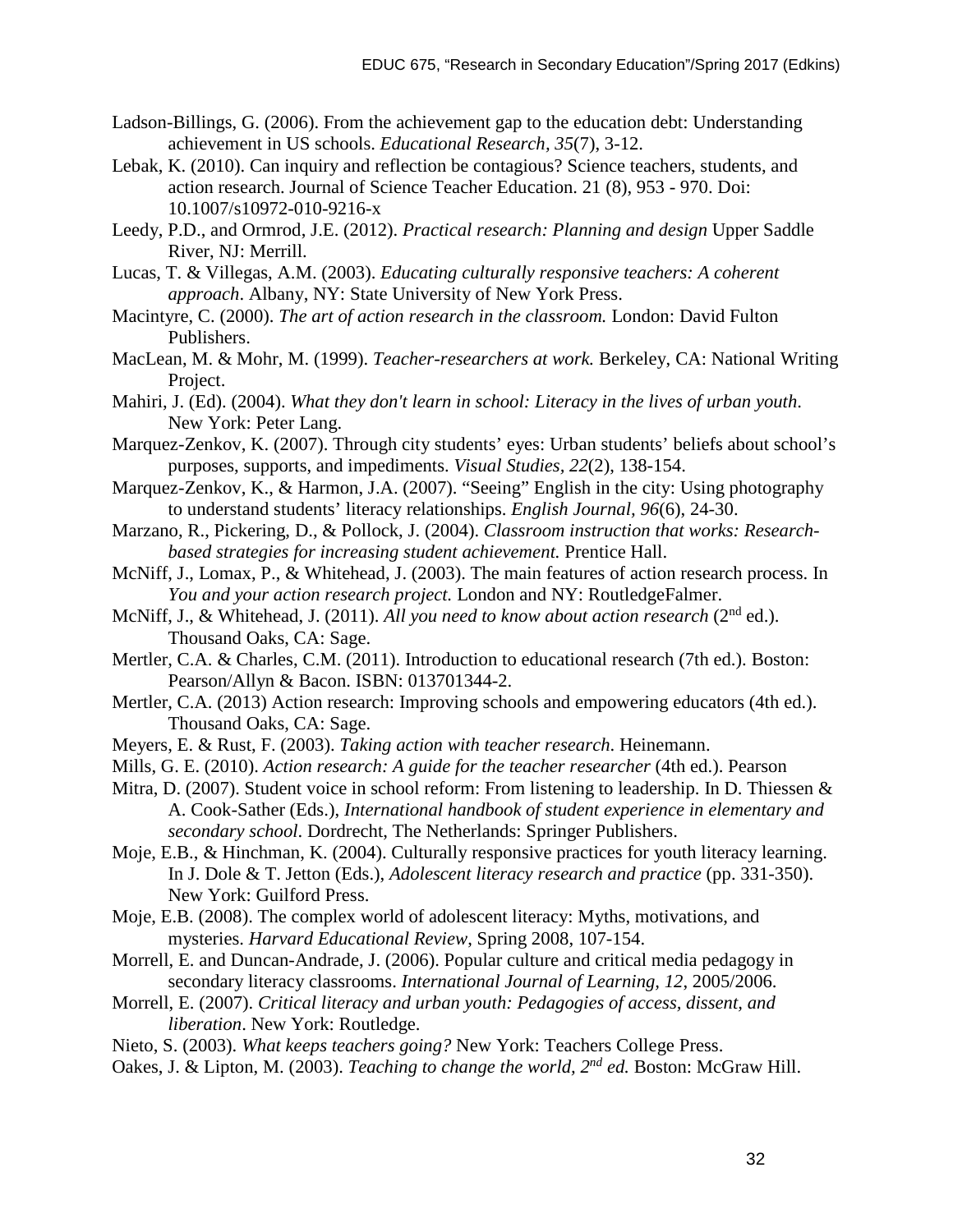Ladson-Billings, G. (2006). From the achievement gap to the education debt: Understanding achievement in US schools. *Educational Research, 35*(7), 3-12.

Lebak, K. (2010). Can inquiry and reflection be contagious? Science teachers, students, and action research. Journal of Science Teacher Education. 21 (8), 953 - 970. Doi: 10.1007/s10972-010-9216-x

Leedy, P.D., and Ormrod, J.E. (2012). *Practical research: Planning and design* Upper Saddle River, NJ: Merrill.

Lucas, T. & Villegas, A.M. (2003). *Educating culturally responsive teachers: A coherent approach*. Albany, NY: State University of New York Press.

Macintyre, C. (2000). *The art of action research in the classroom.* London: David Fulton Publishers.

MacLean, M. & Mohr, M. (1999). *Teacher-researchers at work.* Berkeley, CA: National Writing Project.

Mahiri, J. (Ed). (2004). *What they don't learn in school: Literacy in the lives of urban youth*. New York: Peter Lang.

Marquez-Zenkov, K. (2007). Through city students' eyes: Urban students' beliefs about school's purposes, supports, and impediments. *Visual Studies, 22*(2), 138-154.

Marquez-Zenkov, K., & Harmon, J.A. (2007). "Seeing" English in the city: Using photography to understand students' literacy relationships. *English Journal, 96*(6), 24-30.

Marzano, R., Pickering, D., & Pollock, J. (2004). *Classroom instruction that works: Research-based strategies for increasing student achievement.* Prentice Hall.

McNiff, J., Lomax, P., & Whitehead, J. (2003). The main features of action research process. In *You and your action research project.* London and NY: RoutledgeFalmer.

McNiff, J., & Whitehead, J. (2011). *All you need to know about action research* (2nd ed.). Thousand Oaks, CA: Sage.

Mertler, C.A. & Charles, C.M. (2011). Introduction to educational research (7th ed.). Boston: Pearson/Allyn & Bacon. ISBN: 013701344-2.

Mertler, C.A. (2013) Action research: Improving schools and empowering educators (4th ed.). Thousand Oaks, CA: Sage.

Meyers, E. & Rust, F. (2003). *Taking action with teacher research*. Heinemann.

Mills, G. E. (2010). *Action research: A guide for the teacher researcher* (4th ed.). Pearson

Mitra, D. (2007). Student voice in school reform: From listening to leadership. In D. Thiessen & A. Cook-Sather (Eds.), *International handbook of student experience in elementary and secondary school*. Dordrecht, The Netherlands: Springer Publishers.

Moje, E.B., & Hinchman, K. (2004). Culturally responsive practices for youth literacy learning. In J. Dole & T. Jetton (Eds.), *Adolescent literacy research and practice* (pp. 331-350). New York: Guilford Press.

Moje, E.B. (2008). The complex world of adolescent literacy: Myths, motivations, and mysteries. *Harvard Educational Review*, Spring 2008, 107-154.

Morrell, E. and Duncan-Andrade, J. (2006). Popular culture and critical media pedagogy in secondary literacy classrooms. *International Journal of Learning, 12*, 2005/2006.

Morrell, E. (2007). *Critical literacy and urban youth: Pedagogies of access, dissent, and liberation*. New York: Routledge.

Nieto, S. (2003). *What keeps teachers going?* New York: Teachers College Press.

Oakes, J. & Lipton, M. (2003). *Teaching to change the world, 2nd ed.* Boston: McGraw Hill.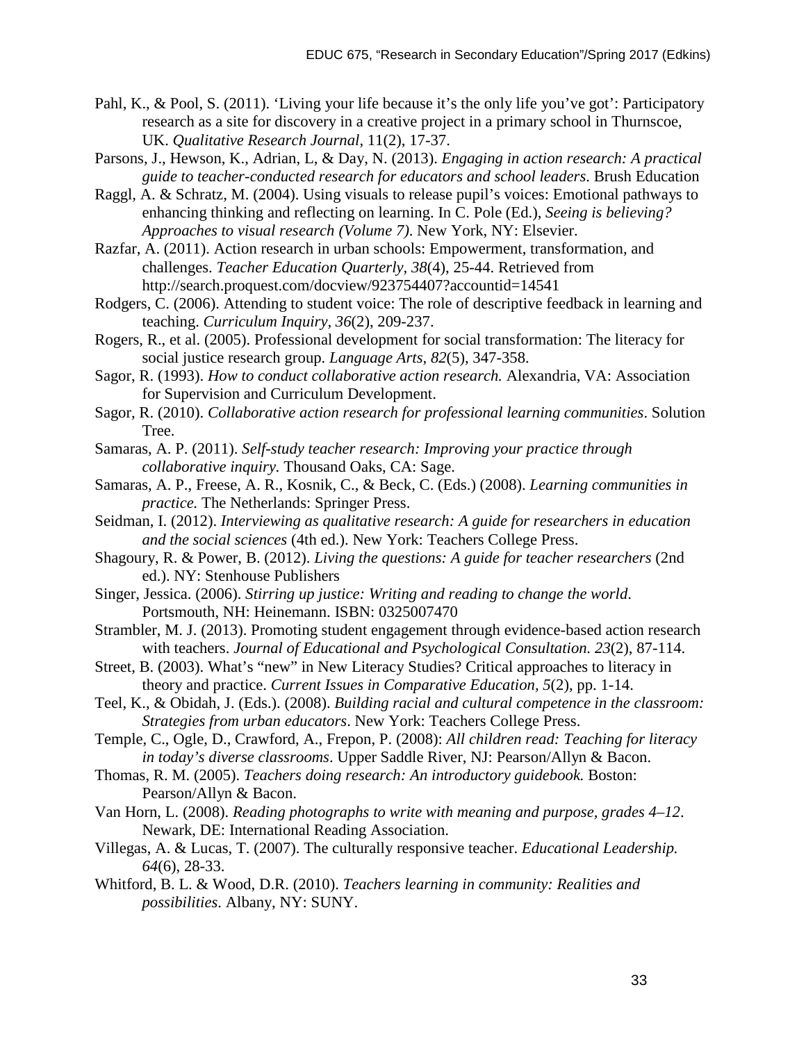Pahl, K., & Pool, S. (2011). 'Living your life because it's the only life you've got': Participatory research as a site for discovery in a creative project in a primary school in Thurnscoe, UK. *Qualitative Research Journal*, 11(2), 17-37.

Parsons, J., Hewson, K., Adrian, L, & Day, N. (2013). *Engaging in action research: A practical guide to teacher-conducted research for educators and school leaders*. Brush Education

Raggl, A. & Schratz, M. (2004). Using visuals to release pupil's voices: Emotional pathways to enhancing thinking and reflecting on learning. In C. Pole (Ed.), *Seeing is believing? Approaches to visual research (Volume 7)*. New York, NY: Elsevier.

Razfar, A. (2011). Action research in urban schools: Empowerment, transformation, and challenges. *Teacher Education Quarterly, 38*(4), 25-44. Retrieved from http://search.proquest.com/docview/923754407?accountid=14541

Rodgers, C. (2006). Attending to student voice: The role of descriptive feedback in learning and teaching. *Curriculum Inquiry, 36*(2), 209-237.

Rogers, R., et al. (2005). Professional development for social transformation: The literacy for social justice research group. *Language Arts, 82*(5), 347-358.

Sagor, R. (1993). *How to conduct collaborative action research.* Alexandria, VA: Association for Supervision and Curriculum Development.

Sagor, R. (2010). *Collaborative action research for professional learning communities*. Solution Tree.

Samaras, A. P. (2011). *Self-study teacher research: Improving your practice through collaborative inquiry.* Thousand Oaks, CA: Sage.

Samaras, A. P., Freese, A. R., Kosnik, C., & Beck, C. (Eds.) (2008). *Learning communities in practice.* The Netherlands: Springer Press.

Seidman, I. (2012). *Interviewing as qualitative research: A guide for researchers in education and the social sciences* (4th ed.). New York: Teachers College Press.

Shagoury, R. & Power, B. (2012). *Living the questions: A guide for teacher researchers* (2nd ed.). NY: Stenhouse Publishers

Singer, Jessica. (2006). *Stirring up justice: Writing and reading to change the world*. Portsmouth, NH: Heinemann. ISBN: 0325007470

Strambler, M. J. (2013). Promoting student engagement through evidence-based action research with teachers. *Journal of Educational and Psychological Consultation. 23*(2), 87-114.

Street, B. (2003). What's "new" in New Literacy Studies? Critical approaches to literacy in theory and practice. *Current Issues in Comparative Education, 5*(2), pp. 1-14.

Teel, K., & Obidah, J. (Eds.). (2008). *Building racial and cultural competence in the classroom: Strategies from urban educators*. New York: Teachers College Press.

Temple, C., Ogle, D., Crawford, A., Frepon, P. (2008): *All children read: Teaching for literacy in today's diverse classrooms*. Upper Saddle River, NJ: Pearson/Allyn & Bacon.

Thomas, R. M. (2005). *Teachers doing research: An introductory guidebook.* Boston: Pearson/Allyn & Bacon.

Van Horn, L. (2008). *Reading photographs to write with meaning and purpose, grades 4–12*. Newark, DE: International Reading Association.

Villegas, A. & Lucas, T. (2007). The culturally responsive teacher. *Educational Leadership. 64*(6), 28-33.

Whitford, B. L. & Wood, D.R. (2010). *Teachers learning in community: Realities and possibilities*. Albany, NY: SUNY.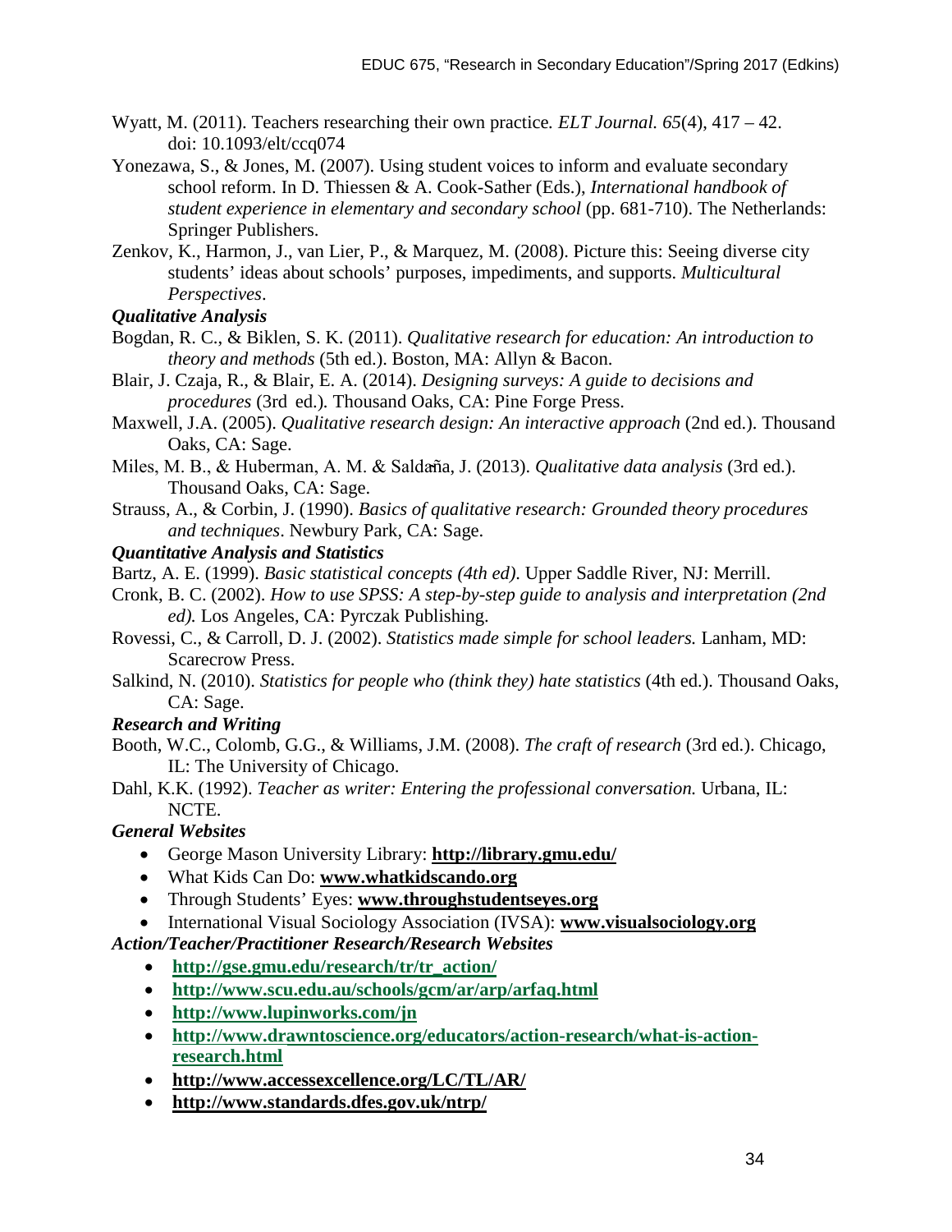Wyatt, M. (2011). Teachers researching their own practice. *ELT Journal. 65*(4), 417 – 42. doi: 10.1093/elt/ccq074

Yonezawa, S., & Jones, M. (2007). Using student voices to inform and evaluate secondary school reform. In D. Thiessen & A. Cook-Sather (Eds.), *International handbook of student experience in elementary and secondary school* (pp. 681-710). The Netherlands: Springer Publishers.

Zenkov, K., Harmon, J., van Lier, P., & Marquez, M. (2008). Picture this: Seeing diverse city students' ideas about schools' purposes, impediments, and supports. *Multicultural Perspectives*.

***Qualitative Analysis***

Bogdan, R. C., & Biklen, S. K. (2011). *Qualitative research for education: An introduction to theory and methods* (5th ed.). Boston, MA: Allyn & Bacon.

Blair, J. Czaja, R., & Blair, E. A. (2014). *Designing surveys: A guide to decisions and procedures* (3rd ed.). Thousand Oaks, CA: Pine Forge Press.

Maxwell, J.A. (2005). *Qualitative research design: An interactive approach* (2nd ed.). Thousand Oaks, CA: Sage.

Miles, M. B., & Huberman, A. M. & Saldaña, J. (2013). *Qualitative data analysis* (3rd ed.). Thousand Oaks, CA: Sage.

Strauss, A., & Corbin, J. (1990). *Basics of qualitative research: Grounded theory procedures and techniques*. Newbury Park, CA: Sage.

***Quantitative Analysis and Statistics***

Bartz, A. E. (1999). *Basic statistical concepts (4th ed).* Upper Saddle River, NJ: Merrill.

Cronk, B. C. (2002). *How to use SPSS: A step-by-step guide to analysis and interpretation (2nd ed).* Los Angeles, CA: Pyrczak Publishing.

Rovessi, C., & Carroll, D. J. (2002). *Statistics made simple for school leaders.* Lanham, MD: Scarecrow Press.

Salkind, N. (2010). *Statistics for people who (think they) hate statistics* (4th ed.). Thousand Oaks, CA: Sage.

***Research and Writing***

Booth, W.C., Colomb, G.G., & Williams, J.M. (2008). *The craft of research* (3rd ed.). Chicago, IL: The University of Chicago.

Dahl, K.K. (1992). *Teacher as writer: Entering the professional conversation.* Urbana, IL: NCTE.

***General Websites***

- George Mason University Library: **http://library.gmu.edu/**
- What Kids Can Do: **www.whatkidscando.org**
- Through Students' Eyes: **www.throughstudentseyes.org**
- International Visual Sociology Association (IVSA): **www.visualsociology.org**

***Action/Teacher/Practitioner Research/Research Websites***

- **http://gse.gmu.edu/research/tr/tr_action/**
- **http://www.scu.edu.au/schools/gcm/ar/arp/arfaq.html**
- **http://www.lupinworks.com/jn**
- **http://www.drawntoscience.org/educators/action-research/what-is-action-research.html**
- **http://www.accessexcellence.org/LC/TL/AR/**
- **http://www.standards.dfes.gov.uk/ntrp/**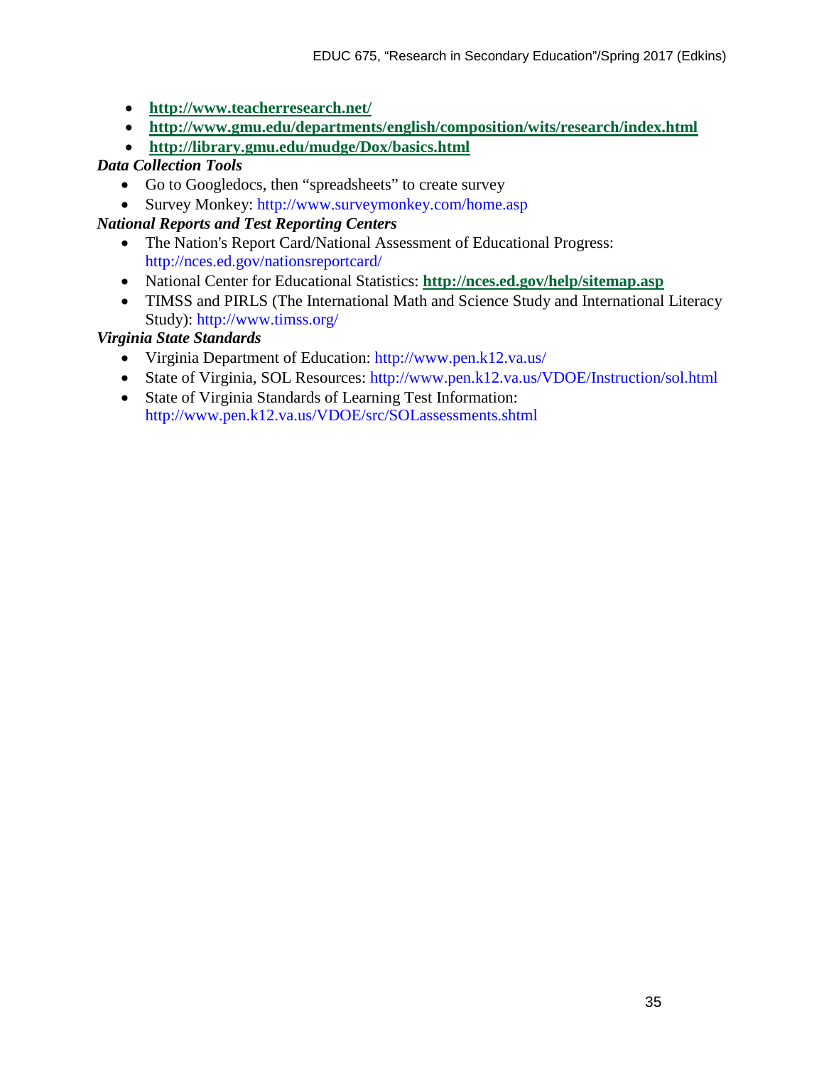- **http://www.teacherresearch.net/**
- **http://www.gmu.edu/departments/english/composition/wits/research/index.html**
- **http://library.gmu.edu/mudge/Dox/basics.html**

***Data Collection Tools***

- Go to Googledocs, then "spreadsheets" to create survey
- Survey Monkey: http://www.surveymonkey.com/home.asp

***National Reports and Test Reporting Centers***

- The Nation's Report Card/National Assessment of Educational Progress: http://nces.ed.gov/nationsreportcard/
- National Center for Educational Statistics: **http://nces.ed.gov/help/sitemap.asp**
- TIMSS and PIRLS (The International Math and Science Study and International Literacy Study): http://www.timss.org/

***Virginia State Standards***

- Virginia Department of Education: http://www.pen.k12.va.us/
- State of Virginia, SOL Resources: http://www.pen.k12.va.us/VDOE/Instruction/sol.html
- State of Virginia Standards of Learning Test Information: http://www.pen.k12.va.us/VDOE/src/SOLassessments.shtml